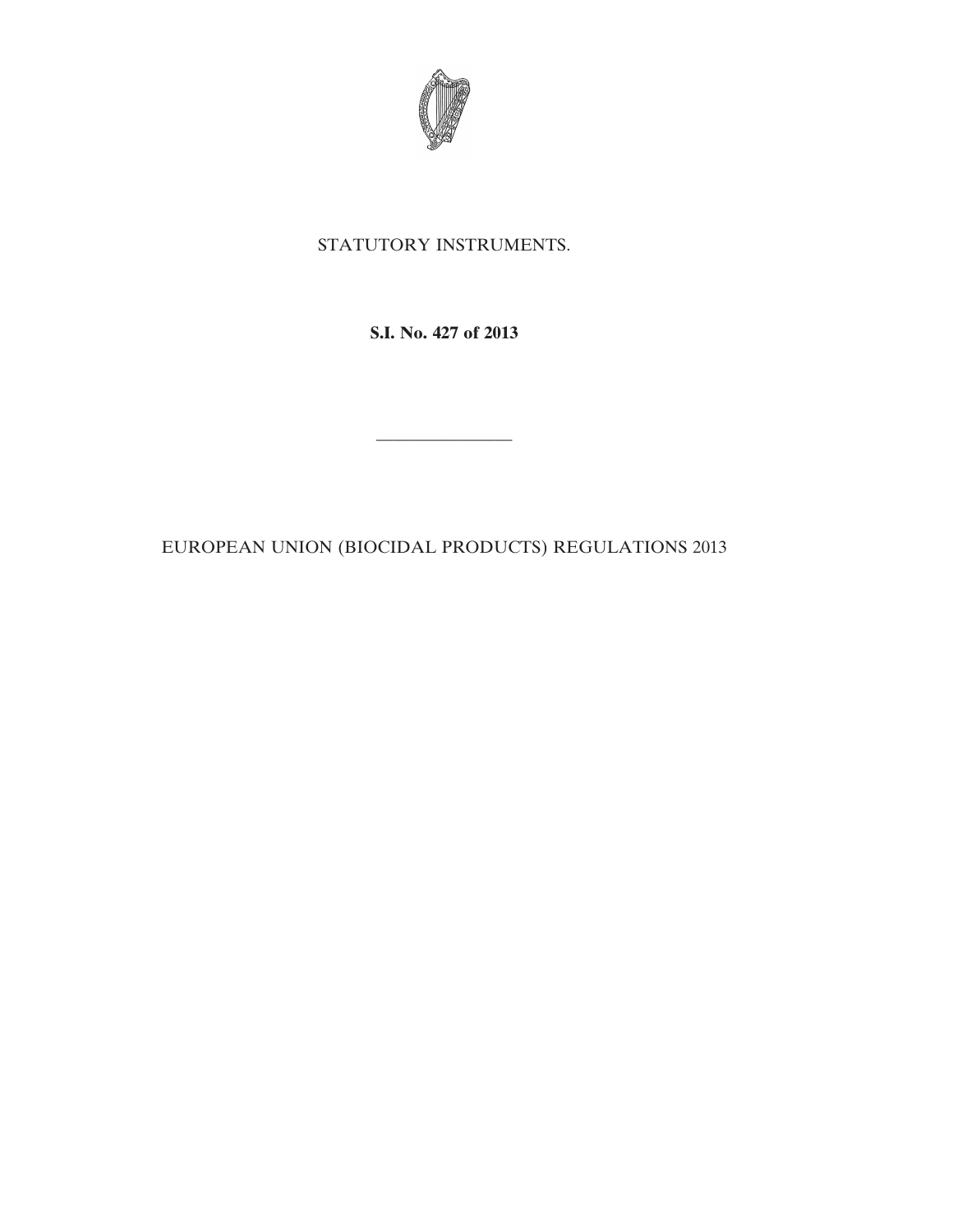STATUTORY INSTRUMENTS.

**S.I. No. 427 of 2013**

---

EUROPEAN UNION (BIOCIDAL PRODUCTS) REGULATIONS 2013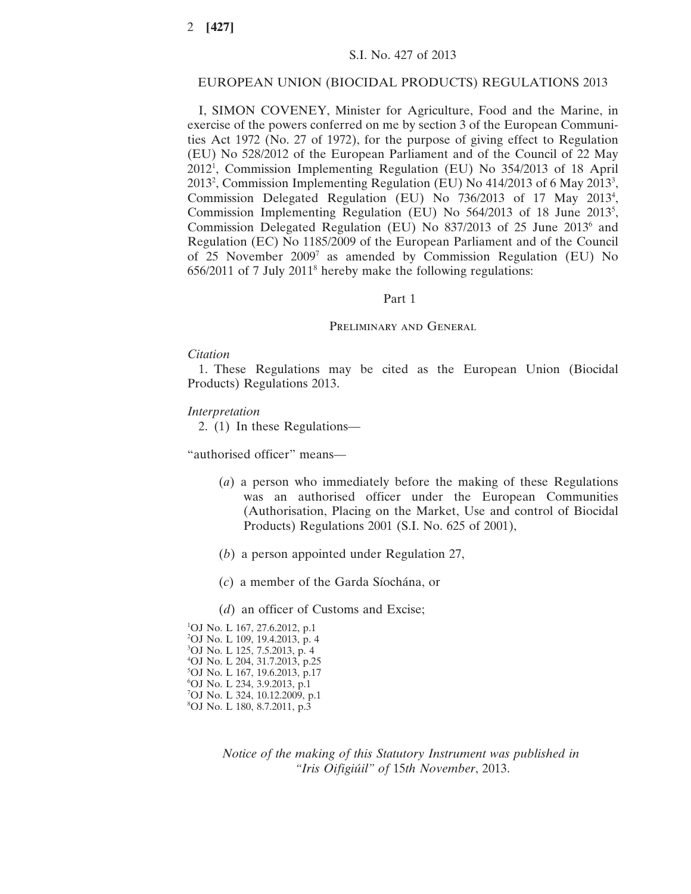S.I. No. 427 of 2013

# EUROPEAN UNION (BIOCIDAL PRODUCTS) REGULATIONS 2013

I, SIMON COVENEY, Minister for Agriculture, Food and the Marine, in exercise of the powers conferred on me by section 3 of the European Communities Act 1972 (No. 27 of 1972), for the purpose of giving effect to Regulation (EU) No 528/2012 of the European Parliament and of the Council of 22 May 2012[1], Commission Implementing Regulation (EU) No 354/2013 of 18 April 2013[2], Commission Implementing Regulation (EU) No 414/2013 of 6 May 2013[3], Commission Delegated Regulation (EU) No 736/2013 of 17 May 2013[4], Commission Implementing Regulation (EU) No 564/2013 of 18 June 2013[5], Commission Delegated Regulation (EU) No 837/2013 of 25 June 2013[6] and Regulation (EC) No 1185/2009 of the European Parliament and of the Council of 25 November 2009[7] as amended by Commission Regulation (EU) No 656/2011 of 7 July 2011[8] hereby make the following regulations:

## Part 1

### Preliminary and General

*Citation*

1. These Regulations may be cited as the European Union (Biocidal Products) Regulations 2013.

*Interpretation*

2. (1) In these Regulations—

"authorised officer" means—

(*a*) a person who immediately before the making of these Regulations was an authorised officer under the European Communities (Authorisation, Placing on the Market, Use and control of Biocidal Products) Regulations 2001 (S.I. No. 625 of 2001),

(*b*) a person appointed under Regulation 27,

(*c*) a member of the Garda Síochána, or

(*d*) an officer of Customs and Excise;

[1]OJ No. L 167, 27.6.2012, p.1
[2]OJ No. L 109, 19.4.2013, p. 4
[3]OJ No. L 125, 7.5.2013, p. 4
[4]OJ No. L 204, 31.7.2013, p.25
[5]OJ No. L 167, 19.6.2013, p.17
[6]OJ No. L 234, 3.9.2013, p.1
[7]OJ No. L 324, 10.12.2009, p.1
[8]OJ No. L 180, 8.7.2011, p.3

*Notice of the making of this Statutory Instrument was published in "Iris Oifigiúil" of 15th November, 2013.*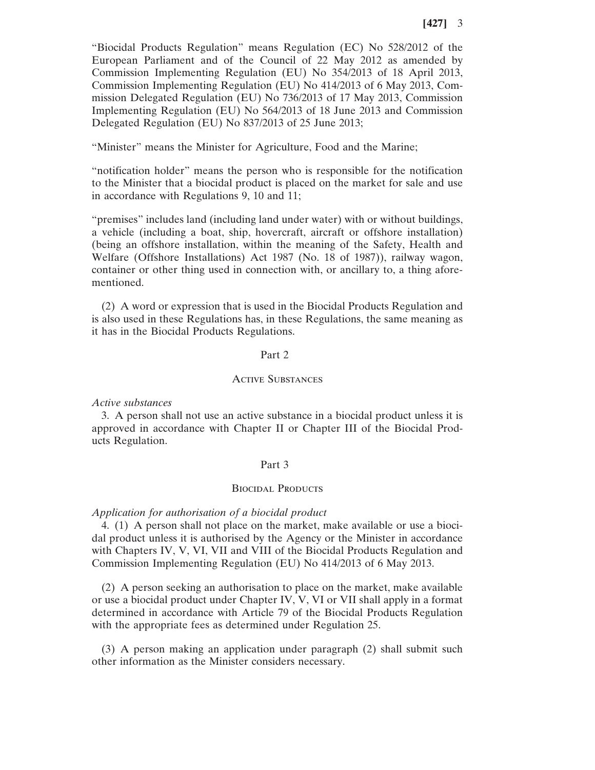"Biocidal Products Regulation" means Regulation (EC) No 528/2012 of the European Parliament and of the Council of 22 May 2012 as amended by Commission Implementing Regulation (EU) No 354/2013 of 18 April 2013, Commission Implementing Regulation (EU) No 414/2013 of 6 May 2013, Commission Delegated Regulation (EU) No 736/2013 of 17 May 2013, Commission Implementing Regulation (EU) No 564/2013 of 18 June 2013 and Commission Delegated Regulation (EU) No 837/2013 of 25 June 2013;

"Minister" means the Minister for Agriculture, Food and the Marine;

"notification holder" means the person who is responsible for the notification to the Minister that a biocidal product is placed on the market for sale and use in accordance with Regulations 9, 10 and 11;

"premises" includes land (including land under water) with or without buildings, a vehicle (including a boat, ship, hovercraft, aircraft or offshore installation) (being an offshore installation, within the meaning of the Safety, Health and Welfare (Offshore Installations) Act 1987 (No. 18 of 1987)), railway wagon, container or other thing used in connection with, or ancillary to, a thing aforementioned.

(2) A word or expression that is used in the Biocidal Products Regulation and is also used in these Regulations has, in these Regulations, the same meaning as it has in the Biocidal Products Regulations.

## Part 2

## Active Substances

*Active substances*

3. A person shall not use an active substance in a biocidal product unless it is approved in accordance with Chapter II or Chapter III of the Biocidal Products Regulation.

## Part 3

## Biocidal Products

*Application for authorisation of a biocidal product*

4. (1) A person shall not place on the market, make available or use a biocidal product unless it is authorised by the Agency or the Minister in accordance with Chapters IV, V, VI, VII and VIII of the Biocidal Products Regulation and Commission Implementing Regulation (EU) No 414/2013 of 6 May 2013.

(2) A person seeking an authorisation to place on the market, make available or use a biocidal product under Chapter IV, V, VI or VII shall apply in a format determined in accordance with Article 79 of the Biocidal Products Regulation with the appropriate fees as determined under Regulation 25.

(3) A person making an application under paragraph (2) shall submit such other information as the Minister considers necessary.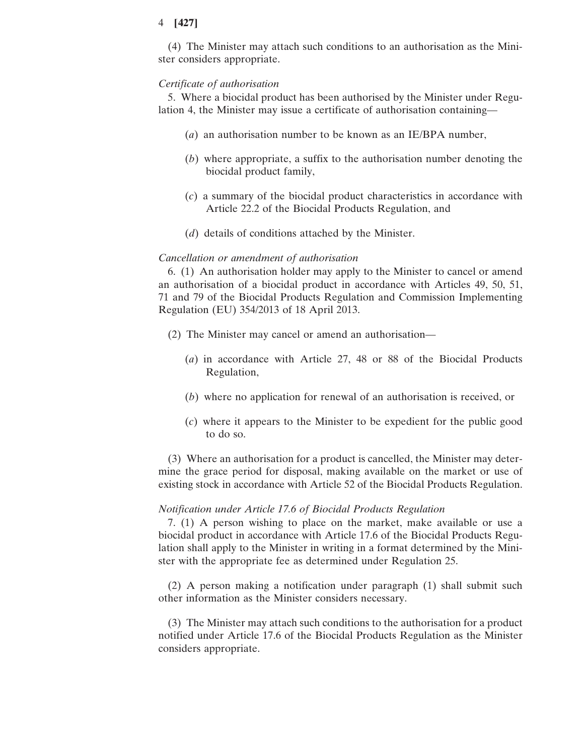(4) The Minister may attach such conditions to an authorisation as the Minister considers appropriate.

*Certificate of authorisation*

5. Where a biocidal product has been authorised by the Minister under Regulation 4, the Minister may issue a certificate of authorisation containing—

(*a*) an authorisation number to be known as an IE/BPA number,

(*b*) where appropriate, a suffix to the authorisation number denoting the biocidal product family,

(*c*) a summary of the biocidal product characteristics in accordance with Article 22.2 of the Biocidal Products Regulation, and

(*d*) details of conditions attached by the Minister.

*Cancellation or amendment of authorisation*

6. (1) An authorisation holder may apply to the Minister to cancel or amend an authorisation of a biocidal product in accordance with Articles 49, 50, 51, 71 and 79 of the Biocidal Products Regulation and Commission Implementing Regulation (EU) 354/2013 of 18 April 2013.

(2) The Minister may cancel or amend an authorisation—

(*a*) in accordance with Article 27, 48 or 88 of the Biocidal Products Regulation,

(*b*) where no application for renewal of an authorisation is received, or

(*c*) where it appears to the Minister to be expedient for the public good to do so.

(3) Where an authorisation for a product is cancelled, the Minister may determine the grace period for disposal, making available on the market or use of existing stock in accordance with Article 52 of the Biocidal Products Regulation.

*Notification under Article 17.6 of Biocidal Products Regulation*

7. (1) A person wishing to place on the market, make available or use a biocidal product in accordance with Article 17.6 of the Biocidal Products Regulation shall apply to the Minister in writing in a format determined by the Minister with the appropriate fee as determined under Regulation 25.

(2) A person making a notification under paragraph (1) shall submit such other information as the Minister considers necessary.

(3) The Minister may attach such conditions to the authorisation for a product notified under Article 17.6 of the Biocidal Products Regulation as the Minister considers appropriate.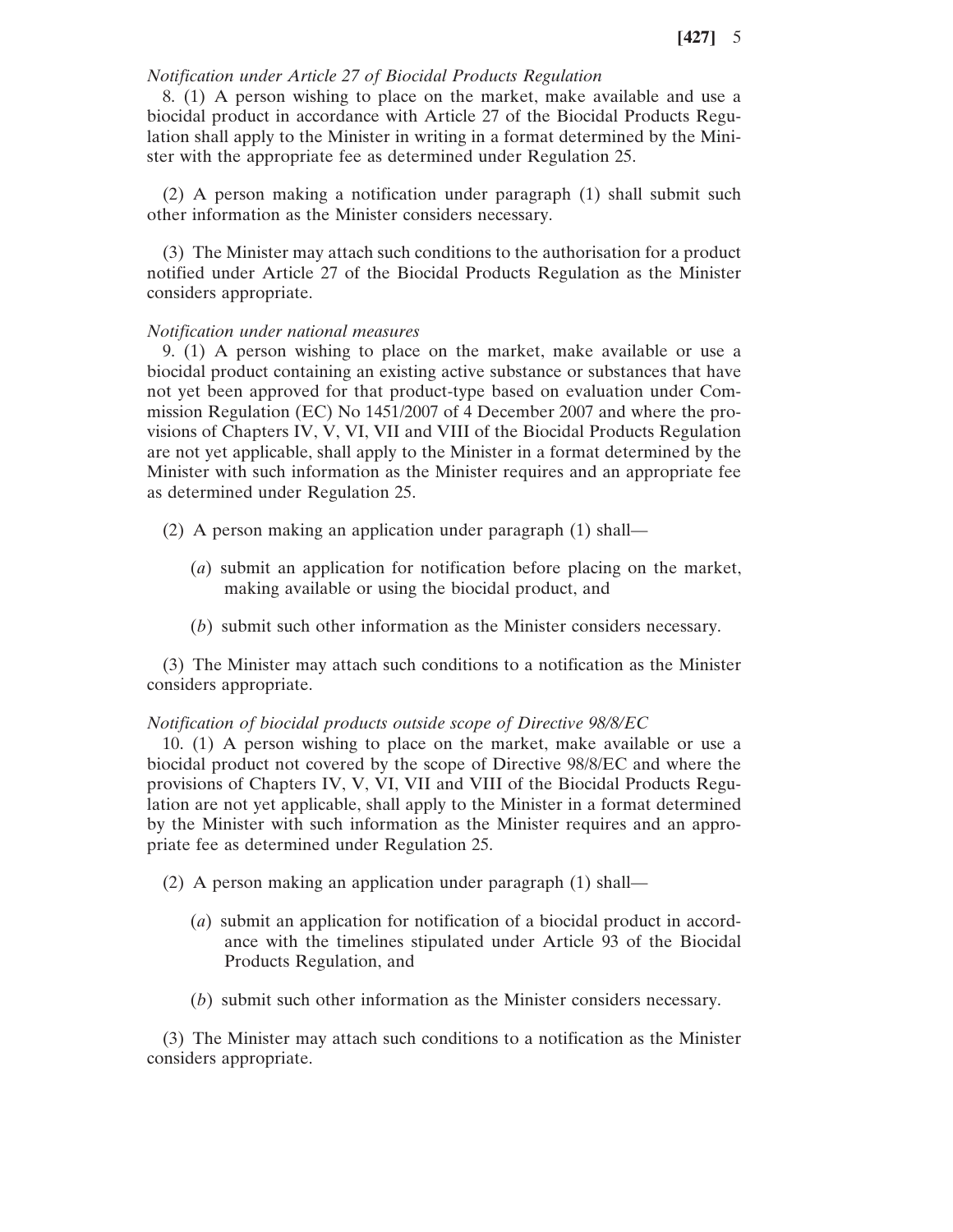*Notification under Article 27 of Biocidal Products Regulation*

8. (1) A person wishing to place on the market, make available and use a biocidal product in accordance with Article 27 of the Biocidal Products Regulation shall apply to the Minister in writing in a format determined by the Minister with the appropriate fee as determined under Regulation 25.

(2) A person making a notification under paragraph (1) shall submit such other information as the Minister considers necessary.

(3) The Minister may attach such conditions to the authorisation for a product notified under Article 27 of the Biocidal Products Regulation as the Minister considers appropriate.

*Notification under national measures*

9. (1) A person wishing to place on the market, make available or use a biocidal product containing an existing active substance or substances that have not yet been approved for that product-type based on evaluation under Commission Regulation (EC) No 1451/2007 of 4 December 2007 and where the provisions of Chapters IV, V, VI, VII and VIII of the Biocidal Products Regulation are not yet applicable, shall apply to the Minister in a format determined by the Minister with such information as the Minister requires and an appropriate fee as determined under Regulation 25.

(2) A person making an application under paragraph (1) shall—

(*a*) submit an application for notification before placing on the market, making available or using the biocidal product, and

(*b*) submit such other information as the Minister considers necessary.

(3) The Minister may attach such conditions to a notification as the Minister considers appropriate.

*Notification of biocidal products outside scope of Directive 98/8/EC*

10. (1) A person wishing to place on the market, make available or use a biocidal product not covered by the scope of Directive 98/8/EC and where the provisions of Chapters IV, V, VI, VII and VIII of the Biocidal Products Regulation are not yet applicable, shall apply to the Minister in a format determined by the Minister with such information as the Minister requires and an appropriate fee as determined under Regulation 25.

(2) A person making an application under paragraph (1) shall—

(*a*) submit an application for notification of a biocidal product in accordance with the timelines stipulated under Article 93 of the Biocidal Products Regulation, and

(*b*) submit such other information as the Minister considers necessary.

(3) The Minister may attach such conditions to a notification as the Minister considers appropriate.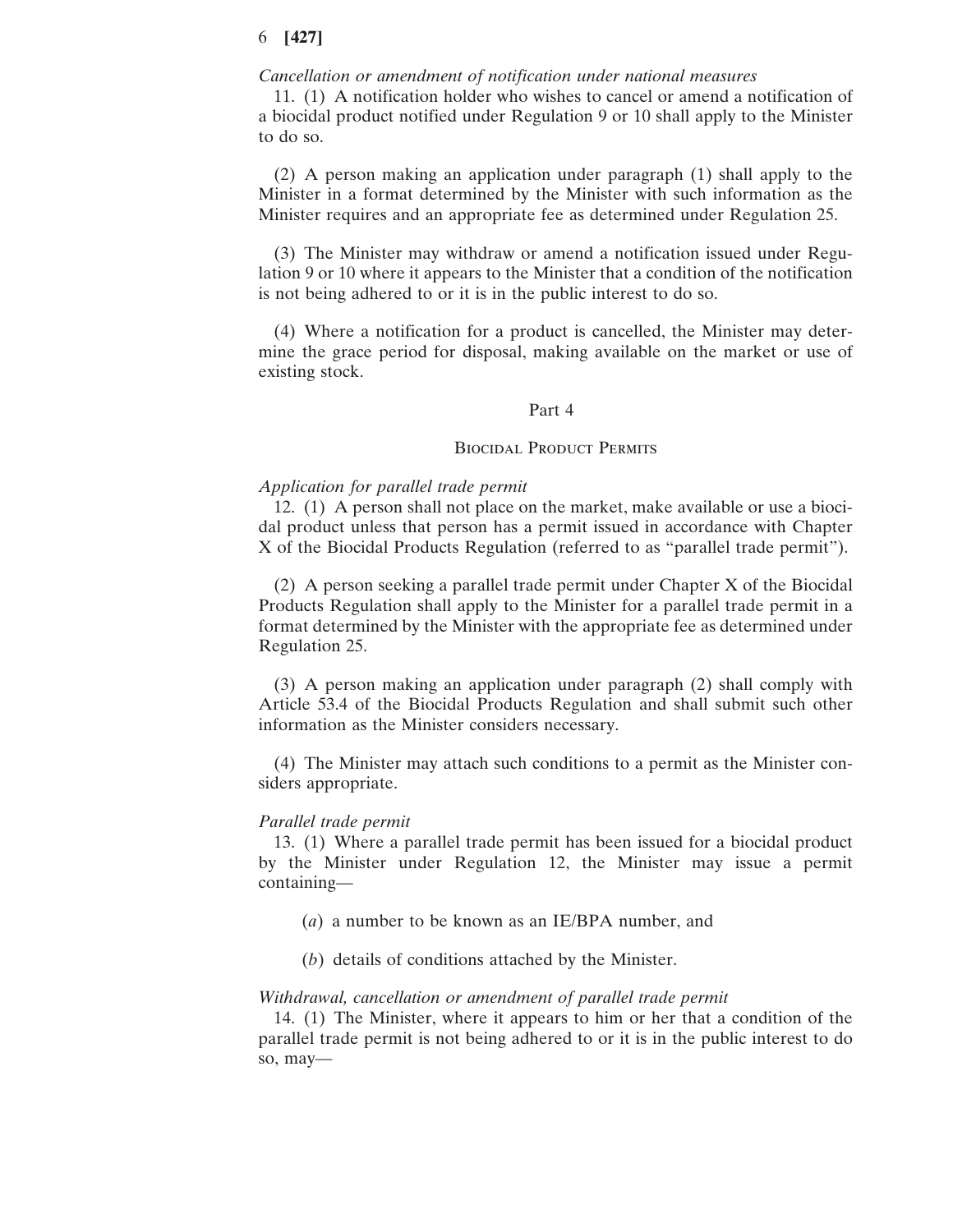*Cancellation or amendment of notification under national measures*

11. (1) A notification holder who wishes to cancel or amend a notification of a biocidal product notified under Regulation 9 or 10 shall apply to the Minister to do so.

(2) A person making an application under paragraph (1) shall apply to the Minister in a format determined by the Minister with such information as the Minister requires and an appropriate fee as determined under Regulation 25.

(3) The Minister may withdraw or amend a notification issued under Regulation 9 or 10 where it appears to the Minister that a condition of the notification is not being adhered to or it is in the public interest to do so.

(4) Where a notification for a product is cancelled, the Minister may determine the grace period for disposal, making available on the market or use of existing stock.

## Part 4

## Biocidal Product Permits

*Application for parallel trade permit*

12. (1) A person shall not place on the market, make available or use a biocidal product unless that person has a permit issued in accordance with Chapter X of the Biocidal Products Regulation (referred to as "parallel trade permit").

(2) A person seeking a parallel trade permit under Chapter X of the Biocidal Products Regulation shall apply to the Minister for a parallel trade permit in a format determined by the Minister with the appropriate fee as determined under Regulation 25.

(3) A person making an application under paragraph (2) shall comply with Article 53.4 of the Biocidal Products Regulation and shall submit such other information as the Minister considers necessary.

(4) The Minister may attach such conditions to a permit as the Minister considers appropriate.

*Parallel trade permit*

13. (1) Where a parallel trade permit has been issued for a biocidal product by the Minister under Regulation 12, the Minister may issue a permit containing—

(*a*) a number to be known as an IE/BPA number, and

(*b*) details of conditions attached by the Minister.

*Withdrawal, cancellation or amendment of parallel trade permit*

14. (1) The Minister, where it appears to him or her that a condition of the parallel trade permit is not being adhered to or it is in the public interest to do so, may—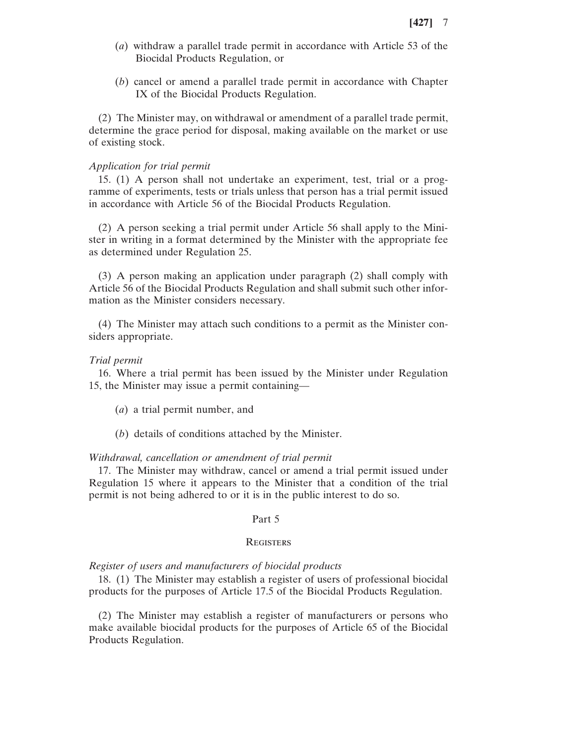(*a*) withdraw a parallel trade permit in accordance with Article 53 of the Biocidal Products Regulation, or

(*b*) cancel or amend a parallel trade permit in accordance with Chapter IX of the Biocidal Products Regulation.

(2) The Minister may, on withdrawal or amendment of a parallel trade permit, determine the grace period for disposal, making available on the market or use of existing stock.

*Application for trial permit*

15. (1) A person shall not undertake an experiment, test, trial or a programme of experiments, tests or trials unless that person has a trial permit issued in accordance with Article 56 of the Biocidal Products Regulation.

(2) A person seeking a trial permit under Article 56 shall apply to the Minister in writing in a format determined by the Minister with the appropriate fee as determined under Regulation 25.

(3) A person making an application under paragraph (2) shall comply with Article 56 of the Biocidal Products Regulation and shall submit such other information as the Minister considers necessary.

(4) The Minister may attach such conditions to a permit as the Minister considers appropriate.

*Trial permit*

16. Where a trial permit has been issued by the Minister under Regulation 15, the Minister may issue a permit containing—

(*a*) a trial permit number, and

(*b*) details of conditions attached by the Minister.

*Withdrawal, cancellation or amendment of trial permit*

17. The Minister may withdraw, cancel or amend a trial permit issued under Regulation 15 where it appears to the Minister that a condition of the trial permit is not being adhered to or it is in the public interest to do so.

## Part 5

## Registers

*Register of users and manufacturers of biocidal products*

18. (1) The Minister may establish a register of users of professional biocidal products for the purposes of Article 17.5 of the Biocidal Products Regulation.

(2) The Minister may establish a register of manufacturers or persons who make available biocidal products for the purposes of Article 65 of the Biocidal Products Regulation.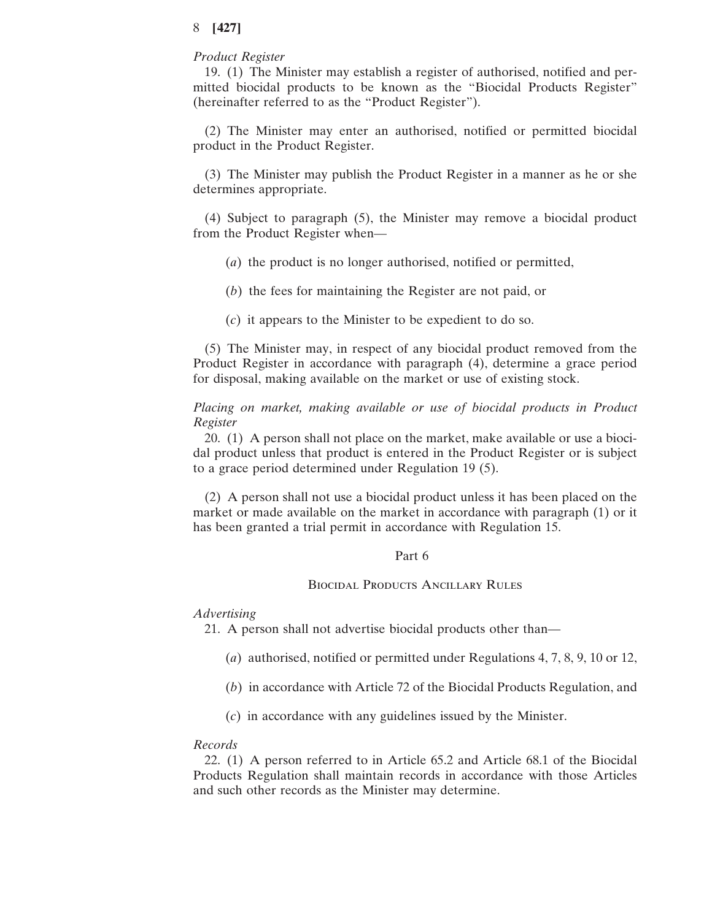*Product Register*

19. (1) The Minister may establish a register of authorised, notified and permitted biocidal products to be known as the "Biocidal Products Register" (hereinafter referred to as the "Product Register").

(2) The Minister may enter an authorised, notified or permitted biocidal product in the Product Register.

(3) The Minister may publish the Product Register in a manner as he or she determines appropriate.

(4) Subject to paragraph (5), the Minister may remove a biocidal product from the Product Register when—

(*a*) the product is no longer authorised, notified or permitted,

(*b*) the fees for maintaining the Register are not paid, or

(*c*) it appears to the Minister to be expedient to do so.

(5) The Minister may, in respect of any biocidal product removed from the Product Register in accordance with paragraph (4), determine a grace period for disposal, making available on the market or use of existing stock.

*Placing on market, making available or use of biocidal products in Product Register*

20. (1) A person shall not place on the market, make available or use a biocidal product unless that product is entered in the Product Register or is subject to a grace period determined under Regulation 19 (5).

(2) A person shall not use a biocidal product unless it has been placed on the market or made available on the market in accordance with paragraph (1) or it has been granted a trial permit in accordance with Regulation 15.

## Part 6

## Biocidal Products Ancillary Rules

*Advertising*

21. A person shall not advertise biocidal products other than—

(*a*) authorised, notified or permitted under Regulations 4, 7, 8, 9, 10 or 12,

(*b*) in accordance with Article 72 of the Biocidal Products Regulation, and

(*c*) in accordance with any guidelines issued by the Minister.

*Records*

22. (1) A person referred to in Article 65.2 and Article 68.1 of the Biocidal Products Regulation shall maintain records in accordance with those Articles and such other records as the Minister may determine.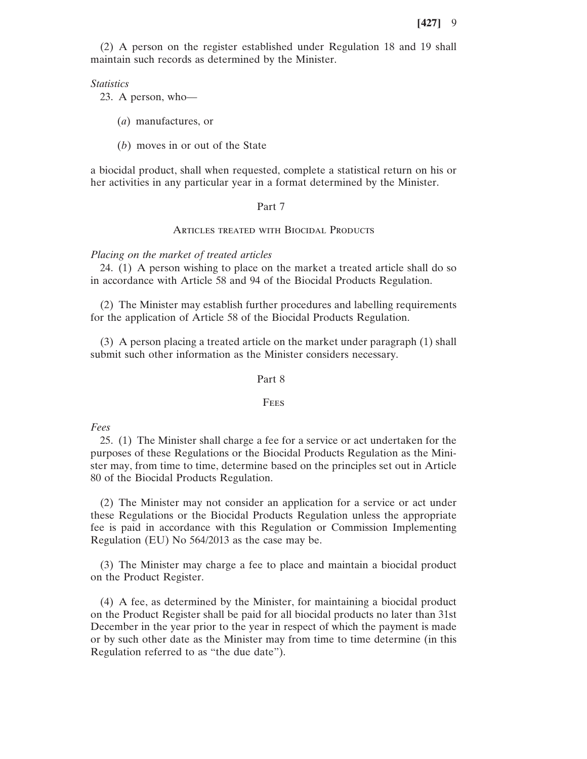(2) A person on the register established under Regulation 18 and 19 shall maintain such records as determined by the Minister.

*Statistics*

23. A person, who—

(*a*) manufactures, or

(*b*) moves in or out of the State

a biocidal product, shall when requested, complete a statistical return on his or her activities in any particular year in a format determined by the Minister.

## Part 7

### Articles treated with Biocidal Products

*Placing on the market of treated articles*

24. (1) A person wishing to place on the market a treated article shall do so in accordance with Article 58 and 94 of the Biocidal Products Regulation.

(2) The Minister may establish further procedures and labelling requirements for the application of Article 58 of the Biocidal Products Regulation.

(3) A person placing a treated article on the market under paragraph (1) shall submit such other information as the Minister considers necessary.

## Part 8

### Fees

*Fees*

25. (1) The Minister shall charge a fee for a service or act undertaken for the purposes of these Regulations or the Biocidal Products Regulation as the Minister may, from time to time, determine based on the principles set out in Article 80 of the Biocidal Products Regulation.

(2) The Minister may not consider an application for a service or act under these Regulations or the Biocidal Products Regulation unless the appropriate fee is paid in accordance with this Regulation or Commission Implementing Regulation (EU) No 564/2013 as the case may be.

(3) The Minister may charge a fee to place and maintain a biocidal product on the Product Register.

(4) A fee, as determined by the Minister, for maintaining a biocidal product on the Product Register shall be paid for all biocidal products no later than 31st December in the year prior to the year in respect of which the payment is made or by such other date as the Minister may from time to time determine (in this Regulation referred to as "the due date").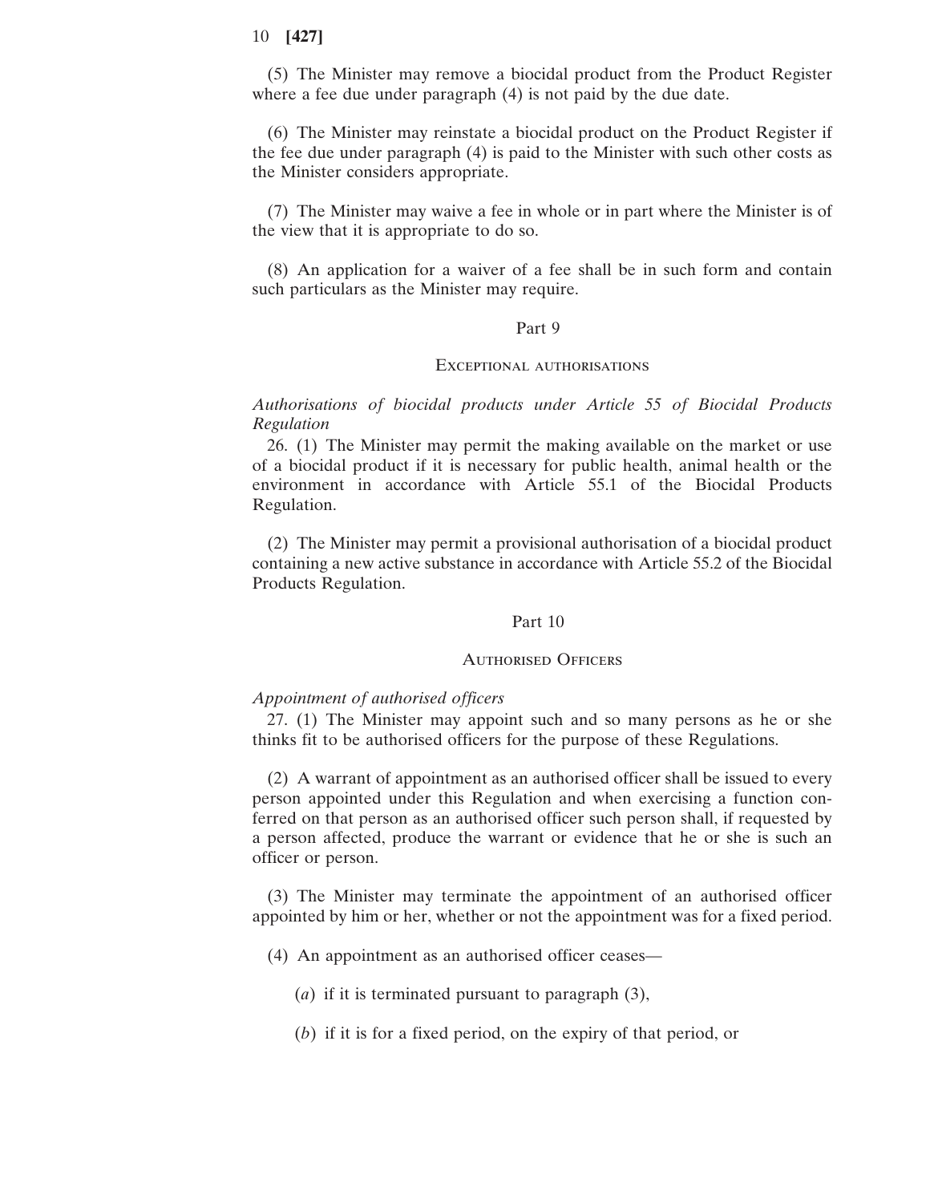(5) The Minister may remove a biocidal product from the Product Register where a fee due under paragraph (4) is not paid by the due date.

(6) The Minister may reinstate a biocidal product on the Product Register if the fee due under paragraph (4) is paid to the Minister with such other costs as the Minister considers appropriate.

(7) The Minister may waive a fee in whole or in part where the Minister is of the view that it is appropriate to do so.

(8) An application for a waiver of a fee shall be in such form and contain such particulars as the Minister may require.

## Part 9

## Exceptional authorisations

*Authorisations of biocidal products under Article 55 of Biocidal Products Regulation*

26. (1) The Minister may permit the making available on the market or use of a biocidal product if it is necessary for public health, animal health or the environment in accordance with Article 55.1 of the Biocidal Products Regulation.

(2) The Minister may permit a provisional authorisation of a biocidal product containing a new active substance in accordance with Article 55.2 of the Biocidal Products Regulation.

## Part 10

## Authorised Officers

*Appointment of authorised officers*

27. (1) The Minister may appoint such and so many persons as he or she thinks fit to be authorised officers for the purpose of these Regulations.

(2) A warrant of appointment as an authorised officer shall be issued to every person appointed under this Regulation and when exercising a function conferred on that person as an authorised officer such person shall, if requested by a person affected, produce the warrant or evidence that he or she is such an officer or person.

(3) The Minister may terminate the appointment of an authorised officer appointed by him or her, whether or not the appointment was for a fixed period.

(4) An appointment as an authorised officer ceases—

(*a*) if it is terminated pursuant to paragraph (3),

(*b*) if it is for a fixed period, on the expiry of that period, or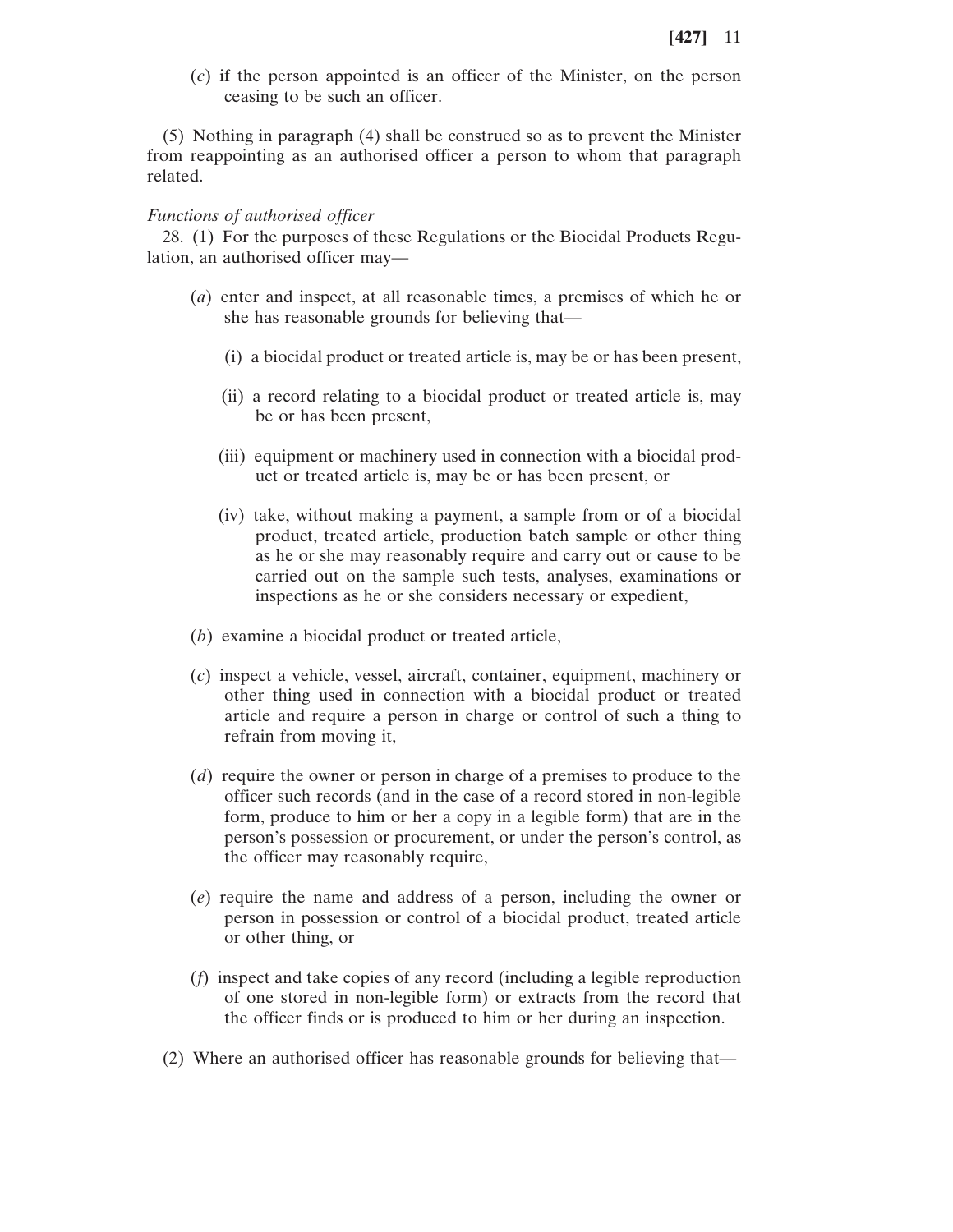(*c*) if the person appointed is an officer of the Minister, on the person ceasing to be such an officer.

(5) Nothing in paragraph (4) shall be construed so as to prevent the Minister from reappointing as an authorised officer a person to whom that paragraph related.

*Functions of authorised officer*

28. (1) For the purposes of these Regulations or the Biocidal Products Regulation, an authorised officer may—

(*a*) enter and inspect, at all reasonable times, a premises of which he or she has reasonable grounds for believing that—

(i) a biocidal product or treated article is, may be or has been present,

(ii) a record relating to a biocidal product or treated article is, may be or has been present,

(iii) equipment or machinery used in connection with a biocidal product or treated article is, may be or has been present, or

(iv) take, without making a payment, a sample from or of a biocidal product, treated article, production batch sample or other thing as he or she may reasonably require and carry out or cause to be carried out on the sample such tests, analyses, examinations or inspections as he or she considers necessary or expedient,

(*b*) examine a biocidal product or treated article,

(*c*) inspect a vehicle, vessel, aircraft, container, equipment, machinery or other thing used in connection with a biocidal product or treated article and require a person in charge or control of such a thing to refrain from moving it,

(*d*) require the owner or person in charge of a premises to produce to the officer such records (and in the case of a record stored in non-legible form, produce to him or her a copy in a legible form) that are in the person's possession or procurement, or under the person's control, as the officer may reasonably require,

(*e*) require the name and address of a person, including the owner or person in possession or control of a biocidal product, treated article or other thing, or

(*f*) inspect and take copies of any record (including a legible reproduction of one stored in non-legible form) or extracts from the record that the officer finds or is produced to him or her during an inspection.

(2) Where an authorised officer has reasonable grounds for believing that—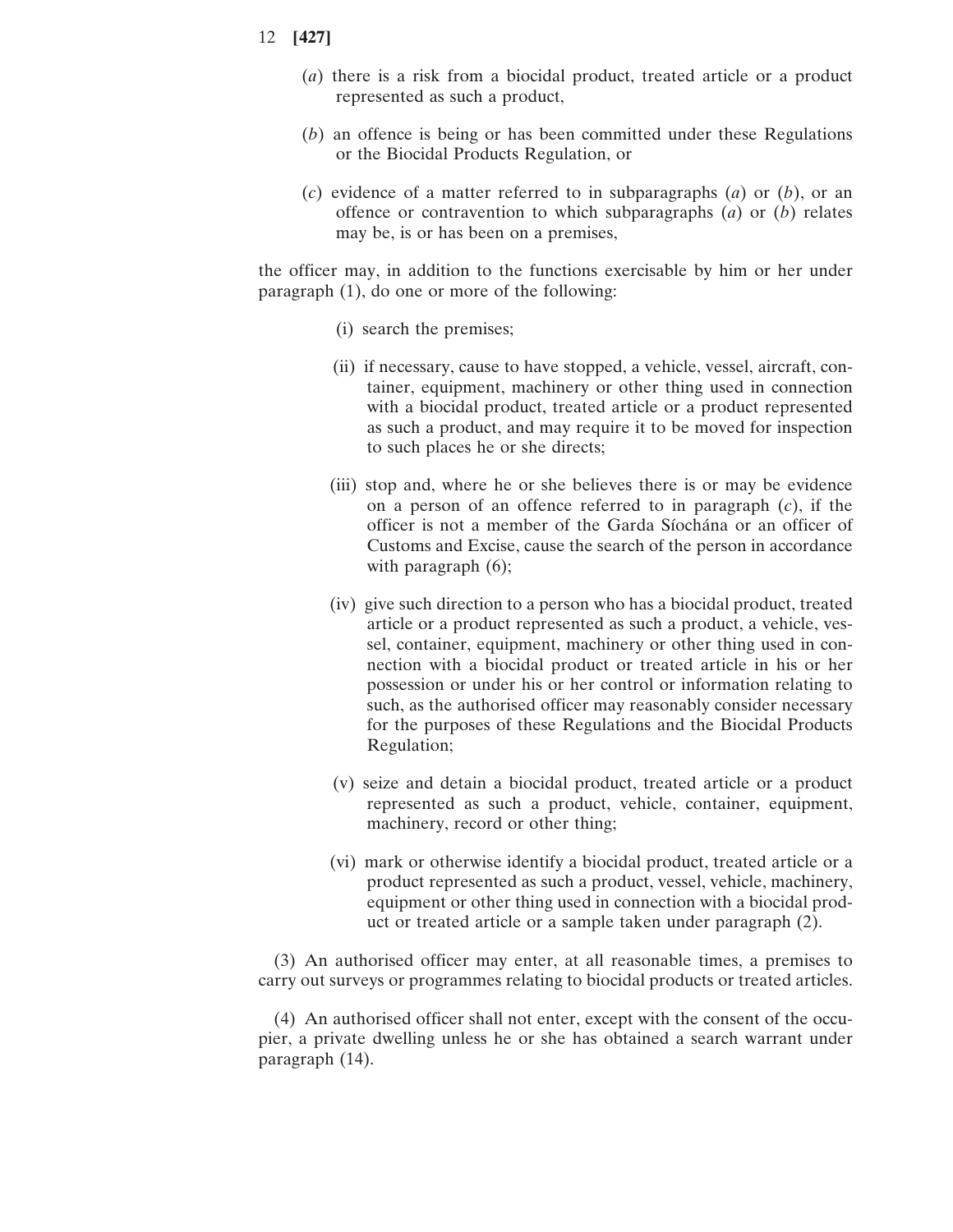(*a*) there is a risk from a biocidal product, treated article or a product represented as such a product,

(*b*) an offence is being or has been committed under these Regulations or the Biocidal Products Regulation, or

(*c*) evidence of a matter referred to in subparagraphs (*a*) or (*b*), or an offence or contravention to which subparagraphs (*a*) or (*b*) relates may be, is or has been on a premises,

the officer may, in addition to the functions exercisable by him or her under paragraph (1), do one or more of the following:

(i) search the premises;

(ii) if necessary, cause to have stopped, a vehicle, vessel, aircraft, container, equipment, machinery or other thing used in connection with a biocidal product, treated article or a product represented as such a product, and may require it to be moved for inspection to such places he or she directs;

(iii) stop and, where he or she believes there is or may be evidence on a person of an offence referred to in paragraph (*c*), if the officer is not a member of the Garda Síochána or an officer of Customs and Excise, cause the search of the person in accordance with paragraph (6);

(iv) give such direction to a person who has a biocidal product, treated article or a product represented as such a product, a vehicle, vessel, container, equipment, machinery or other thing used in connection with a biocidal product or treated article in his or her possession or under his or her control or information relating to such, as the authorised officer may reasonably consider necessary for the purposes of these Regulations and the Biocidal Products Regulation;

(v) seize and detain a biocidal product, treated article or a product represented as such a product, vehicle, container, equipment, machinery, record or other thing;

(vi) mark or otherwise identify a biocidal product, treated article or a product represented as such a product, vessel, vehicle, machinery, equipment or other thing used in connection with a biocidal product or treated article or a sample taken under paragraph (2).

(3) An authorised officer may enter, at all reasonable times, a premises to carry out surveys or programmes relating to biocidal products or treated articles.

(4) An authorised officer shall not enter, except with the consent of the occupier, a private dwelling unless he or she has obtained a search warrant under paragraph (14).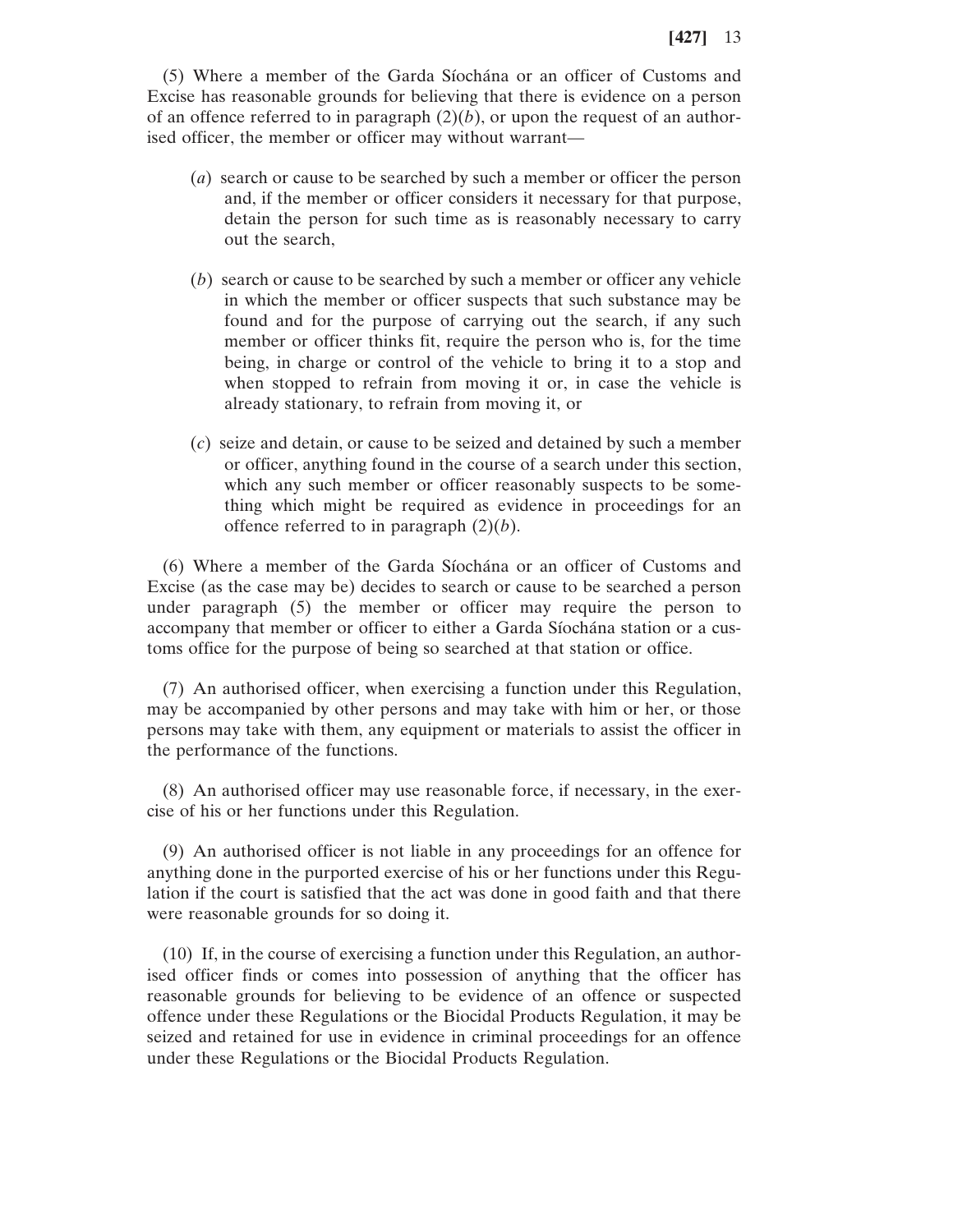(5) Where a member of the Garda Síochána or an officer of Customs and Excise has reasonable grounds for believing that there is evidence on a person of an offence referred to in paragraph (2)(*b*), or upon the request of an authorised officer, the member or officer may without warrant—

(*a*) search or cause to be searched by such a member or officer the person and, if the member or officer considers it necessary for that purpose, detain the person for such time as is reasonably necessary to carry out the search,

(*b*) search or cause to be searched by such a member or officer any vehicle in which the member or officer suspects that such substance may be found and for the purpose of carrying out the search, if any such member or officer thinks fit, require the person who is, for the time being, in charge or control of the vehicle to bring it to a stop and when stopped to refrain from moving it or, in case the vehicle is already stationary, to refrain from moving it, or

(*c*) seize and detain, or cause to be seized and detained by such a member or officer, anything found in the course of a search under this section, which any such member or officer reasonably suspects to be something which might be required as evidence in proceedings for an offence referred to in paragraph (2)(*b*).

(6) Where a member of the Garda Síochána or an officer of Customs and Excise (as the case may be) decides to search or cause to be searched a person under paragraph (5) the member or officer may require the person to accompany that member or officer to either a Garda Síochána station or a customs office for the purpose of being so searched at that station or office.

(7) An authorised officer, when exercising a function under this Regulation, may be accompanied by other persons and may take with him or her, or those persons may take with them, any equipment or materials to assist the officer in the performance of the functions.

(8) An authorised officer may use reasonable force, if necessary, in the exercise of his or her functions under this Regulation.

(9) An authorised officer is not liable in any proceedings for an offence for anything done in the purported exercise of his or her functions under this Regulation if the court is satisfied that the act was done in good faith and that there were reasonable grounds for so doing it.

(10) If, in the course of exercising a function under this Regulation, an authorised officer finds or comes into possession of anything that the officer has reasonable grounds for believing to be evidence of an offence or suspected offence under these Regulations or the Biocidal Products Regulation, it may be seized and retained for use in evidence in criminal proceedings for an offence under these Regulations or the Biocidal Products Regulation.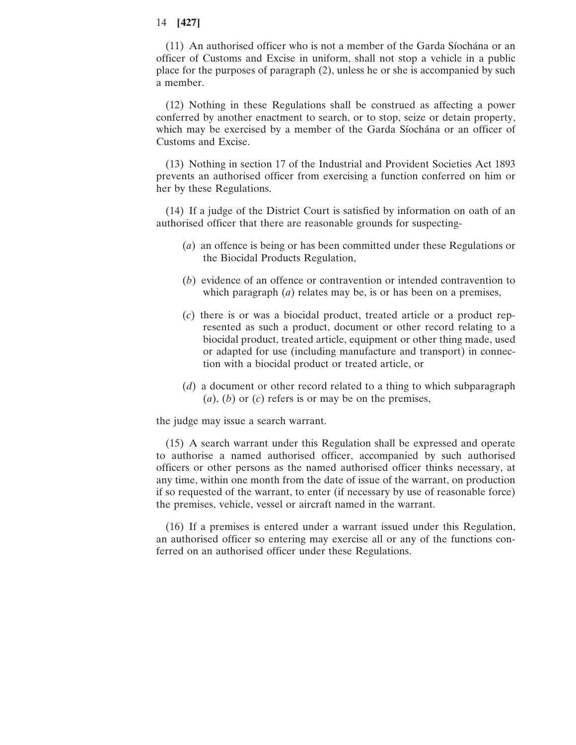(11) An authorised officer who is not a member of the Garda Síochána or an officer of Customs and Excise in uniform, shall not stop a vehicle in a public place for the purposes of paragraph (2), unless he or she is accompanied by such a member.

(12) Nothing in these Regulations shall be construed as affecting a power conferred by another enactment to search, or to stop, seize or detain property, which may be exercised by a member of the Garda Síochána or an officer of Customs and Excise.

(13) Nothing in section 17 of the Industrial and Provident Societies Act 1893 prevents an authorised officer from exercising a function conferred on him or her by these Regulations.

(14) If a judge of the District Court is satisfied by information on oath of an authorised officer that there are reasonable grounds for suspecting-

(*a*) an offence is being or has been committed under these Regulations or the Biocidal Products Regulation,

(*b*) evidence of an offence or contravention or intended contravention to which paragraph (*a*) relates may be, is or has been on a premises,

(*c*) there is or was a biocidal product, treated article or a product represented as such a product, document or other record relating to a biocidal product, treated article, equipment or other thing made, used or adapted for use (including manufacture and transport) in connection with a biocidal product or treated article, or

(*d*) a document or other record related to a thing to which subparagraph (*a*), (*b*) or (*c*) refers is or may be on the premises,

the judge may issue a search warrant.

(15) A search warrant under this Regulation shall be expressed and operate to authorise a named authorised officer, accompanied by such authorised officers or other persons as the named authorised officer thinks necessary, at any time, within one month from the date of issue of the warrant, on production if so requested of the warrant, to enter (if necessary by use of reasonable force) the premises, vehicle, vessel or aircraft named in the warrant.

(16) If a premises is entered under a warrant issued under this Regulation, an authorised officer so entering may exercise all or any of the functions conferred on an authorised officer under these Regulations.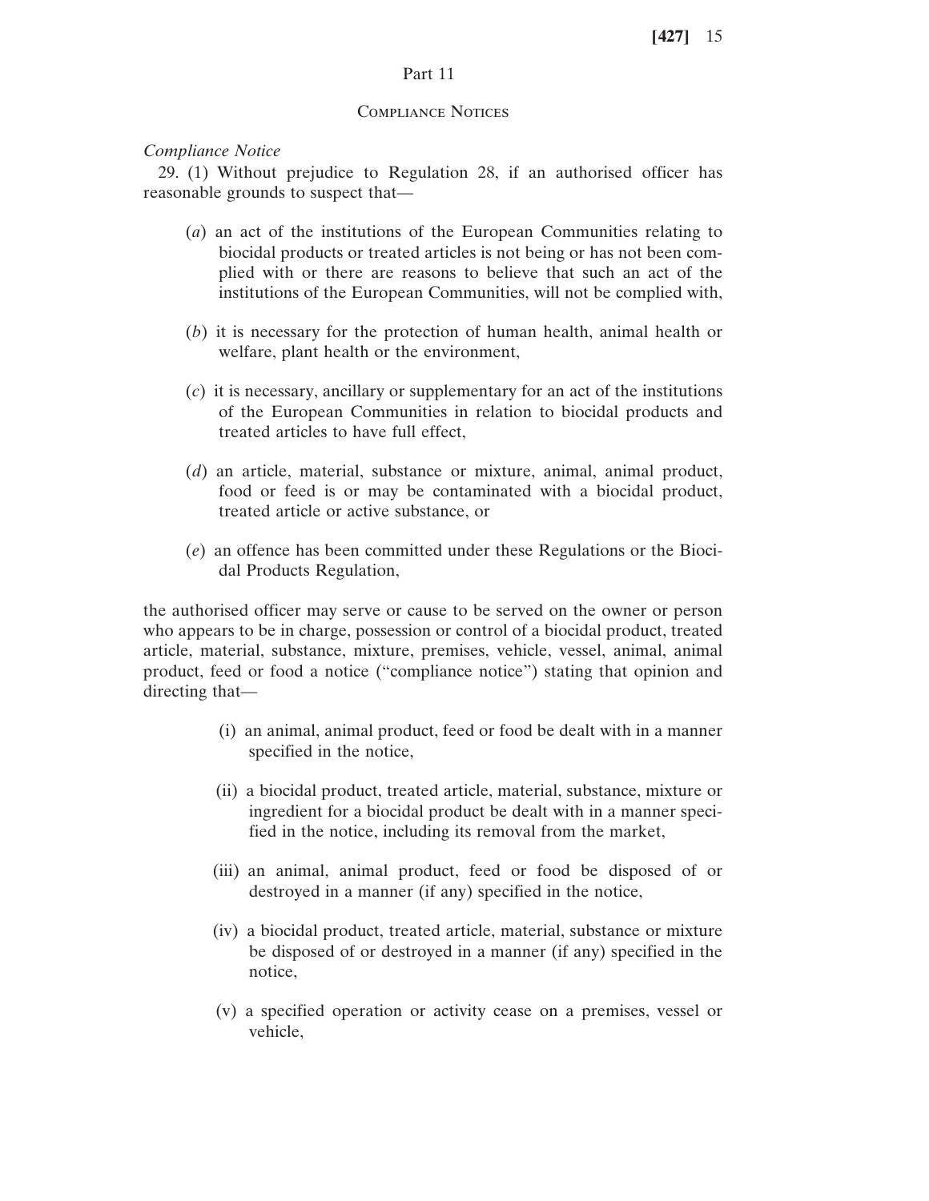## Part 11

### Compliance Notices

*Compliance Notice*

29. (1) Without prejudice to Regulation 28, if an authorised officer has reasonable grounds to suspect that—

(*a*) an act of the institutions of the European Communities relating to biocidal products or treated articles is not being or has not been complied with or there are reasons to believe that such an act of the institutions of the European Communities, will not be complied with,

(*b*) it is necessary for the protection of human health, animal health or welfare, plant health or the environment,

(*c*) it is necessary, ancillary or supplementary for an act of the institutions of the European Communities in relation to biocidal products and treated articles to have full effect,

(*d*) an article, material, substance or mixture, animal, animal product, food or feed is or may be contaminated with a biocidal product, treated article or active substance, or

(*e*) an offence has been committed under these Regulations or the Biocidal Products Regulation,

the authorised officer may serve or cause to be served on the owner or person who appears to be in charge, possession or control of a biocidal product, treated article, material, substance, mixture, premises, vehicle, vessel, animal, animal product, feed or food a notice ("compliance notice") stating that opinion and directing that—

(i) an animal, animal product, feed or food be dealt with in a manner specified in the notice,

(ii) a biocidal product, treated article, material, substance, mixture or ingredient for a biocidal product be dealt with in a manner specified in the notice, including its removal from the market,

(iii) an animal, animal product, feed or food be disposed of or destroyed in a manner (if any) specified in the notice,

(iv) a biocidal product, treated article, material, substance or mixture be disposed of or destroyed in a manner (if any) specified in the notice,

(v) a specified operation or activity cease on a premises, vessel or vehicle,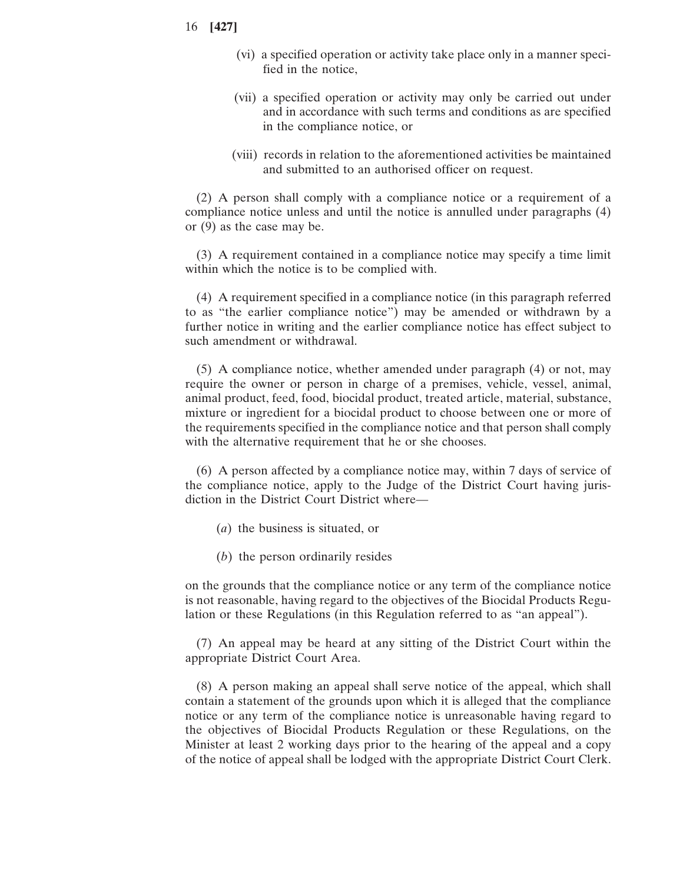(vi) a specified operation or activity take place only in a manner specified in the notice,

(vii) a specified operation or activity may only be carried out under and in accordance with such terms and conditions as are specified in the compliance notice, or

(viii) records in relation to the aforementioned activities be maintained and submitted to an authorised officer on request.

(2) A person shall comply with a compliance notice or a requirement of a compliance notice unless and until the notice is annulled under paragraphs (4) or (9) as the case may be.

(3) A requirement contained in a compliance notice may specify a time limit within which the notice is to be complied with.

(4) A requirement specified in a compliance notice (in this paragraph referred to as "the earlier compliance notice") may be amended or withdrawn by a further notice in writing and the earlier compliance notice has effect subject to such amendment or withdrawal.

(5) A compliance notice, whether amended under paragraph (4) or not, may require the owner or person in charge of a premises, vehicle, vessel, animal, animal product, feed, food, biocidal product, treated article, material, substance, mixture or ingredient for a biocidal product to choose between one or more of the requirements specified in the compliance notice and that person shall comply with the alternative requirement that he or she chooses.

(6) A person affected by a compliance notice may, within 7 days of service of the compliance notice, apply to the Judge of the District Court having jurisdiction in the District Court District where—

(*a*) the business is situated, or

(*b*) the person ordinarily resides

on the grounds that the compliance notice or any term of the compliance notice is not reasonable, having regard to the objectives of the Biocidal Products Regulation or these Regulations (in this Regulation referred to as "an appeal").

(7) An appeal may be heard at any sitting of the District Court within the appropriate District Court Area.

(8) A person making an appeal shall serve notice of the appeal, which shall contain a statement of the grounds upon which it is alleged that the compliance notice or any term of the compliance notice is unreasonable having regard to the objectives of Biocidal Products Regulation or these Regulations, on the Minister at least 2 working days prior to the hearing of the appeal and a copy of the notice of appeal shall be lodged with the appropriate District Court Clerk.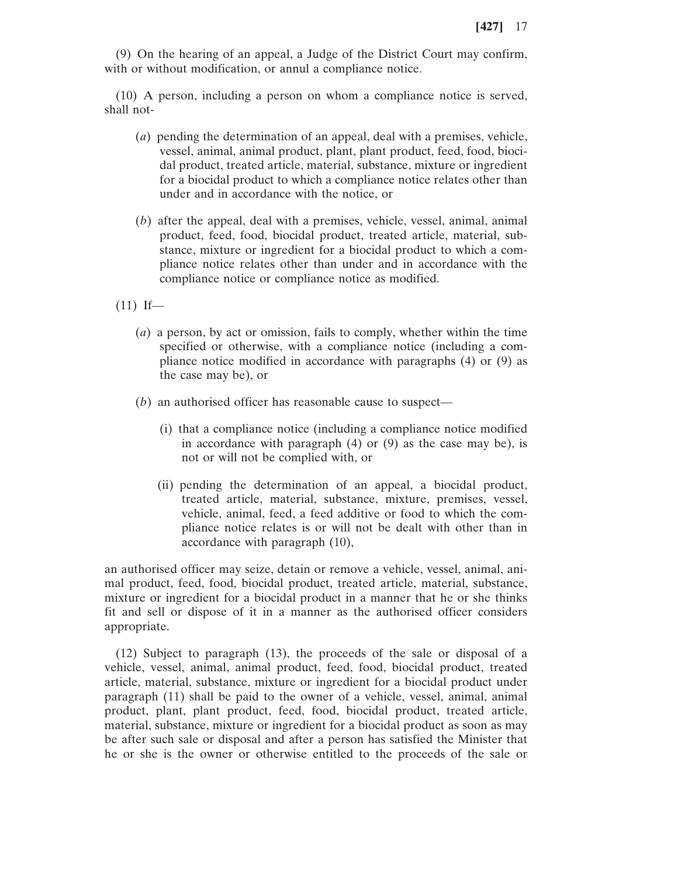(9) On the hearing of an appeal, a Judge of the District Court may confirm, with or without modification, or annul a compliance notice.

(10) A person, including a person on whom a compliance notice is served, shall not-

(*a*) pending the determination of an appeal, deal with a premises, vehicle, vessel, animal, animal product, plant, plant product, feed, food, biocidal product, treated article, material, substance, mixture or ingredient for a biocidal product to which a compliance notice relates other than under and in accordance with the notice, or

(*b*) after the appeal, deal with a premises, vehicle, vessel, animal, animal product, feed, food, biocidal product, treated article, material, substance, mixture or ingredient for a biocidal product to which a compliance notice relates other than under and in accordance with the compliance notice or compliance notice as modified.

(11) If—

(*a*) a person, by act or omission, fails to comply, whether within the time specified or otherwise, with a compliance notice (including a compliance notice modified in accordance with paragraphs (4) or (9) as the case may be), or

(*b*) an authorised officer has reasonable cause to suspect—

(i) that a compliance notice (including a compliance notice modified in accordance with paragraph (4) or (9) as the case may be), is not or will not be complied with, or

(ii) pending the determination of an appeal, a biocidal product, treated article, material, substance, mixture, premises, vessel, vehicle, animal, feed, a feed additive or food to which the compliance notice relates is or will not be dealt with other than in accordance with paragraph (10),

an authorised officer may seize, detain or remove a vehicle, vessel, animal, animal product, feed, food, biocidal product, treated article, material, substance, mixture or ingredient for a biocidal product in a manner that he or she thinks fit and sell or dispose of it in a manner as the authorised officer considers appropriate.

(12) Subject to paragraph (13), the proceeds of the sale or disposal of a vehicle, vessel, animal, animal product, feed, food, biocidal product, treated article, material, substance, mixture or ingredient for a biocidal product under paragraph (11) shall be paid to the owner of a vehicle, vessel, animal, animal product, plant, plant product, feed, food, biocidal product, treated article, material, substance, mixture or ingredient for a biocidal product as soon as may be after such sale or disposal and after a person has satisfied the Minister that he or she is the owner or otherwise entitled to the proceeds of the sale or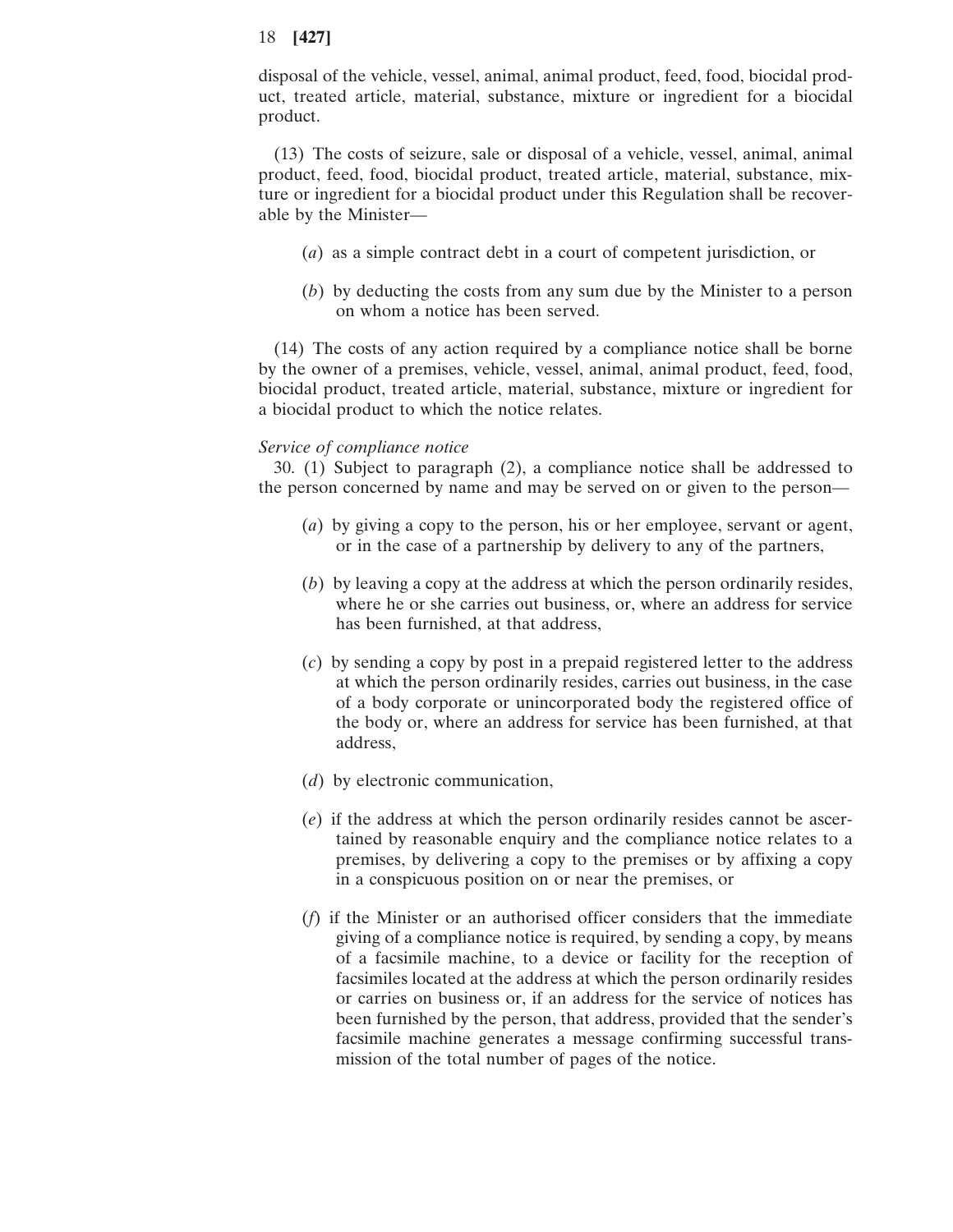disposal of the vehicle, vessel, animal, animal product, feed, food, biocidal product, treated article, material, substance, mixture or ingredient for a biocidal product.

(13) The costs of seizure, sale or disposal of a vehicle, vessel, animal, animal product, feed, food, biocidal product, treated article, material, substance, mixture or ingredient for a biocidal product under this Regulation shall be recoverable by the Minister—

(*a*) as a simple contract debt in a court of competent jurisdiction, or

(*b*) by deducting the costs from any sum due by the Minister to a person on whom a notice has been served.

(14) The costs of any action required by a compliance notice shall be borne by the owner of a premises, vehicle, vessel, animal, animal product, feed, food, biocidal product, treated article, material, substance, mixture or ingredient for a biocidal product to which the notice relates.

*Service of compliance notice*

30. (1) Subject to paragraph (2), a compliance notice shall be addressed to the person concerned by name and may be served on or given to the person—

(*a*) by giving a copy to the person, his or her employee, servant or agent, or in the case of a partnership by delivery to any of the partners,

(*b*) by leaving a copy at the address at which the person ordinarily resides, where he or she carries out business, or, where an address for service has been furnished, at that address,

(*c*) by sending a copy by post in a prepaid registered letter to the address at which the person ordinarily resides, carries out business, in the case of a body corporate or unincorporated body the registered office of the body or, where an address for service has been furnished, at that address,

(*d*) by electronic communication,

(*e*) if the address at which the person ordinarily resides cannot be ascertained by reasonable enquiry and the compliance notice relates to a premises, by delivering a copy to the premises or by affixing a copy in a conspicuous position on or near the premises, or

(*f*) if the Minister or an authorised officer considers that the immediate giving of a compliance notice is required, by sending a copy, by means of a facsimile machine, to a device or facility for the reception of facsimiles located at the address at which the person ordinarily resides or carries on business or, if an address for the service of notices has been furnished by the person, that address, provided that the sender's facsimile machine generates a message confirming successful transmission of the total number of pages of the notice.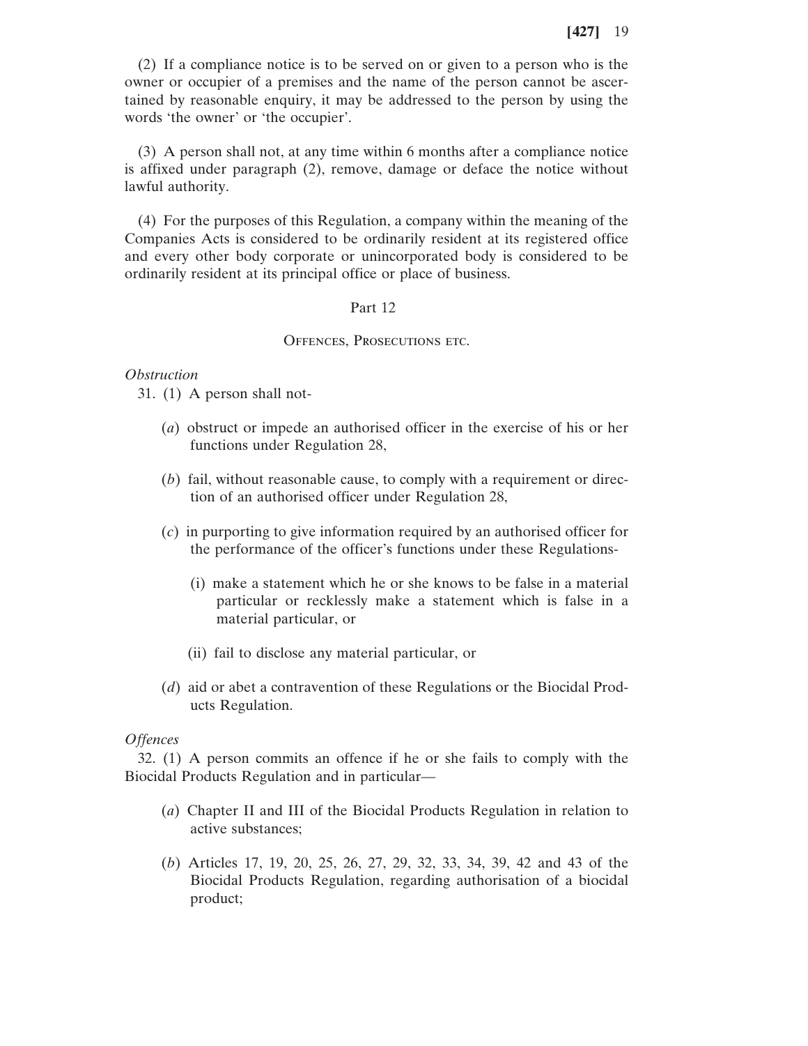(2) If a compliance notice is to be served on or given to a person who is the owner or occupier of a premises and the name of the person cannot be ascertained by reasonable enquiry, it may be addressed to the person by using the words 'the owner' or 'the occupier'.

(3) A person shall not, at any time within 6 months after a compliance notice is affixed under paragraph (2), remove, damage or deface the notice without lawful authority.

(4) For the purposes of this Regulation, a company within the meaning of the Companies Acts is considered to be ordinarily resident at its registered office and every other body corporate or unincorporated body is considered to be ordinarily resident at its principal office or place of business.

## Part 12

## Offences, Prosecutions etc.

*Obstruction*

31. (1) A person shall not-

(*a*) obstruct or impede an authorised officer in the exercise of his or her functions under Regulation 28,

(*b*) fail, without reasonable cause, to comply with a requirement or direction of an authorised officer under Regulation 28,

(*c*) in purporting to give information required by an authorised officer for the performance of the officer's functions under these Regulations-

(i) make a statement which he or she knows to be false in a material particular or recklessly make a statement which is false in a material particular, or

(ii) fail to disclose any material particular, or

(*d*) aid or abet a contravention of these Regulations or the Biocidal Products Regulation.

*Offences*

32. (1) A person commits an offence if he or she fails to comply with the Biocidal Products Regulation and in particular—

(*a*) Chapter II and III of the Biocidal Products Regulation in relation to active substances;

(*b*) Articles 17, 19, 20, 25, 26, 27, 29, 32, 33, 34, 39, 42 and 43 of the Biocidal Products Regulation, regarding authorisation of a biocidal product;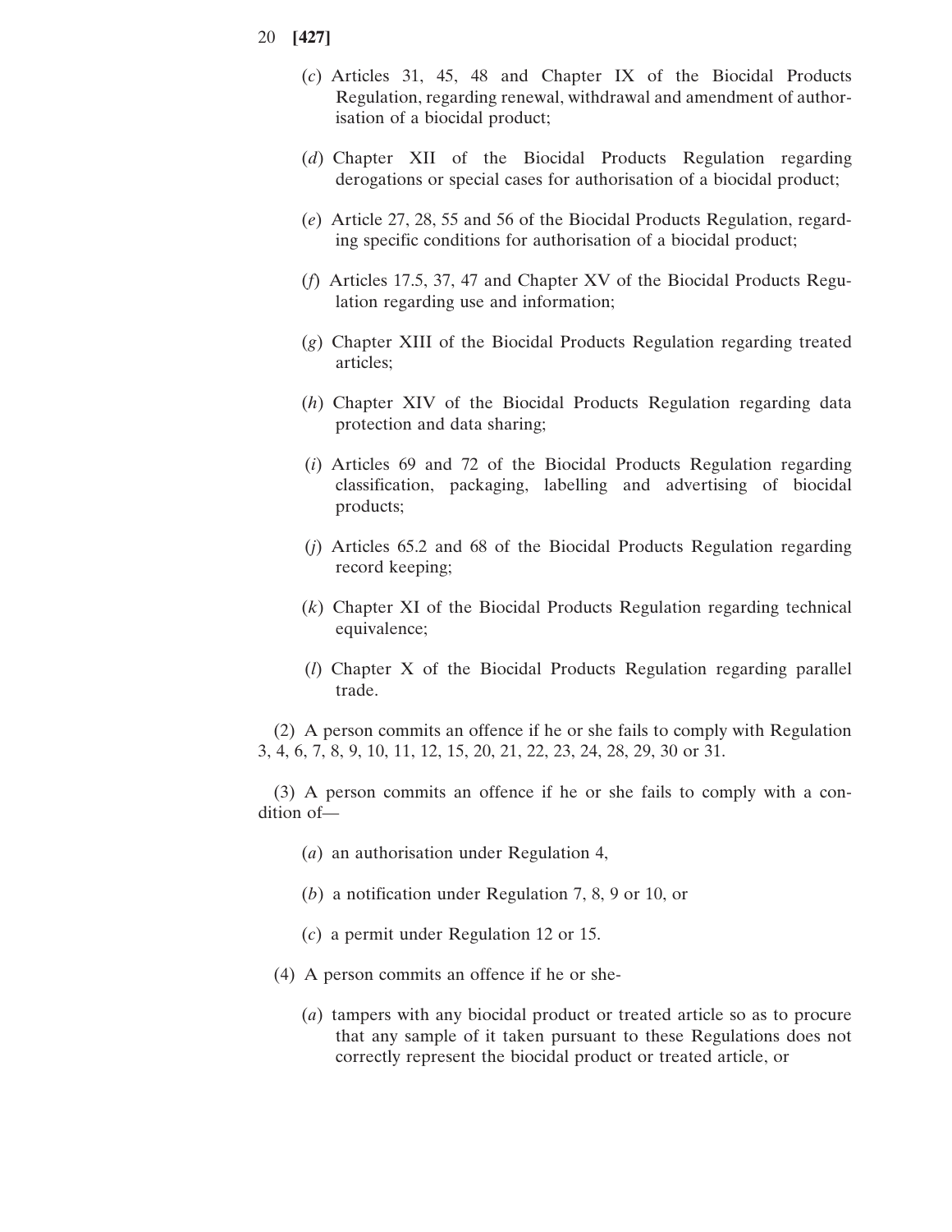(*c*) Articles 31, 45, 48 and Chapter IX of the Biocidal Products Regulation, regarding renewal, withdrawal and amendment of authorisation of a biocidal product;

(*d*) Chapter XII of the Biocidal Products Regulation regarding derogations or special cases for authorisation of a biocidal product;

(*e*) Article 27, 28, 55 and 56 of the Biocidal Products Regulation, regarding specific conditions for authorisation of a biocidal product;

(*f*) Articles 17.5, 37, 47 and Chapter XV of the Biocidal Products Regulation regarding use and information;

(*g*) Chapter XIII of the Biocidal Products Regulation regarding treated articles;

(*h*) Chapter XIV of the Biocidal Products Regulation regarding data protection and data sharing;

(*i*) Articles 69 and 72 of the Biocidal Products Regulation regarding classification, packaging, labelling and advertising of biocidal products;

(*j*) Articles 65.2 and 68 of the Biocidal Products Regulation regarding record keeping;

(*k*) Chapter XI of the Biocidal Products Regulation regarding technical equivalence;

(*l*) Chapter X of the Biocidal Products Regulation regarding parallel trade.

(2) A person commits an offence if he or she fails to comply with Regulation 3, 4, 6, 7, 8, 9, 10, 11, 12, 15, 20, 21, 22, 23, 24, 28, 29, 30 or 31.

(3) A person commits an offence if he or she fails to comply with a condition of—

(*a*) an authorisation under Regulation 4,

(*b*) a notification under Regulation 7, 8, 9 or 10, or

(*c*) a permit under Regulation 12 or 15.

(4) A person commits an offence if he or she-

(*a*) tampers with any biocidal product or treated article so as to procure that any sample of it taken pursuant to these Regulations does not correctly represent the biocidal product or treated article, or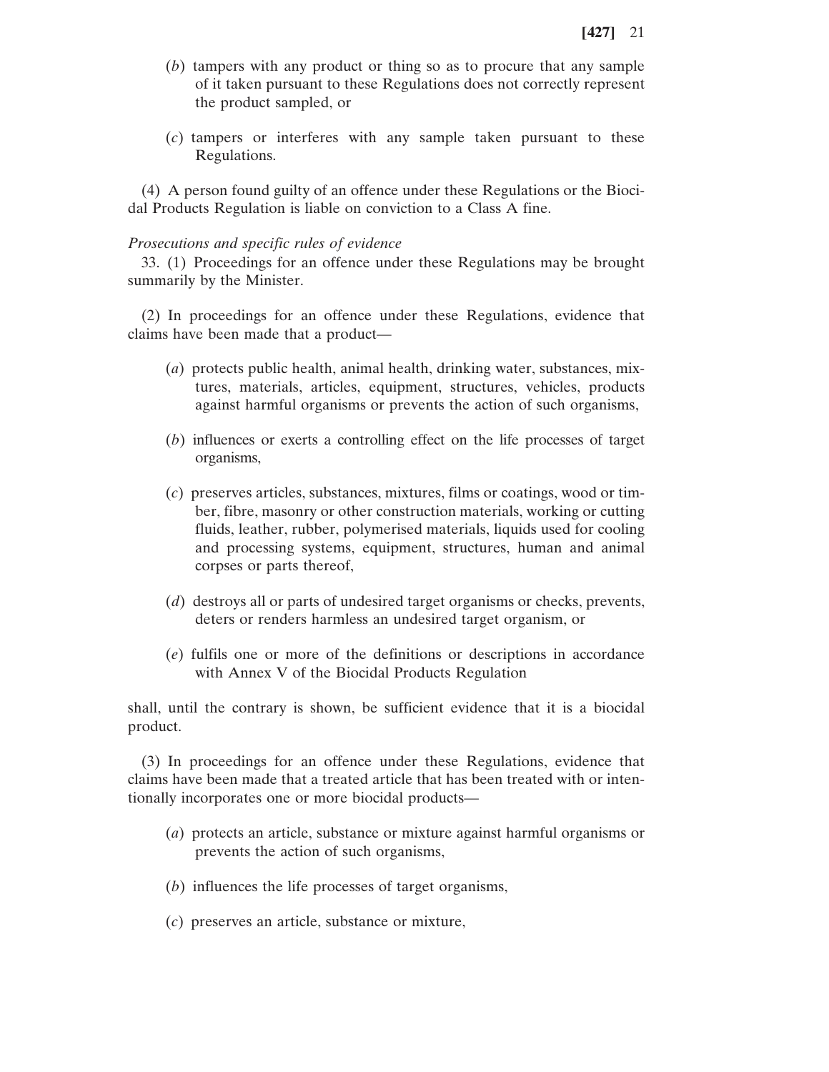(*b*) tampers with any product or thing so as to procure that any sample of it taken pursuant to these Regulations does not correctly represent the product sampled, or

(*c*) tampers or interferes with any sample taken pursuant to these Regulations.

(4) A person found guilty of an offence under these Regulations or the Biocidal Products Regulation is liable on conviction to a Class A fine.

*Prosecutions and specific rules of evidence*

33. (1) Proceedings for an offence under these Regulations may be brought summarily by the Minister.

(2) In proceedings for an offence under these Regulations, evidence that claims have been made that a product—

(*a*) protects public health, animal health, drinking water, substances, mixtures, materials, articles, equipment, structures, vehicles, products against harmful organisms or prevents the action of such organisms,

(*b*) influences or exerts a controlling effect on the life processes of target organisms,

(*c*) preserves articles, substances, mixtures, films or coatings, wood or timber, fibre, masonry or other construction materials, working or cutting fluids, leather, rubber, polymerised materials, liquids used for cooling and processing systems, equipment, structures, human and animal corpses or parts thereof,

(*d*) destroys all or parts of undesired target organisms or checks, prevents, deters or renders harmless an undesired target organism, or

(*e*) fulfils one or more of the definitions or descriptions in accordance with Annex V of the Biocidal Products Regulation

shall, until the contrary is shown, be sufficient evidence that it is a biocidal product.

(3) In proceedings for an offence under these Regulations, evidence that claims have been made that a treated article that has been treated with or intentionally incorporates one or more biocidal products—

(*a*) protects an article, substance or mixture against harmful organisms or prevents the action of such organisms,

(*b*) influences the life processes of target organisms,

(*c*) preserves an article, substance or mixture,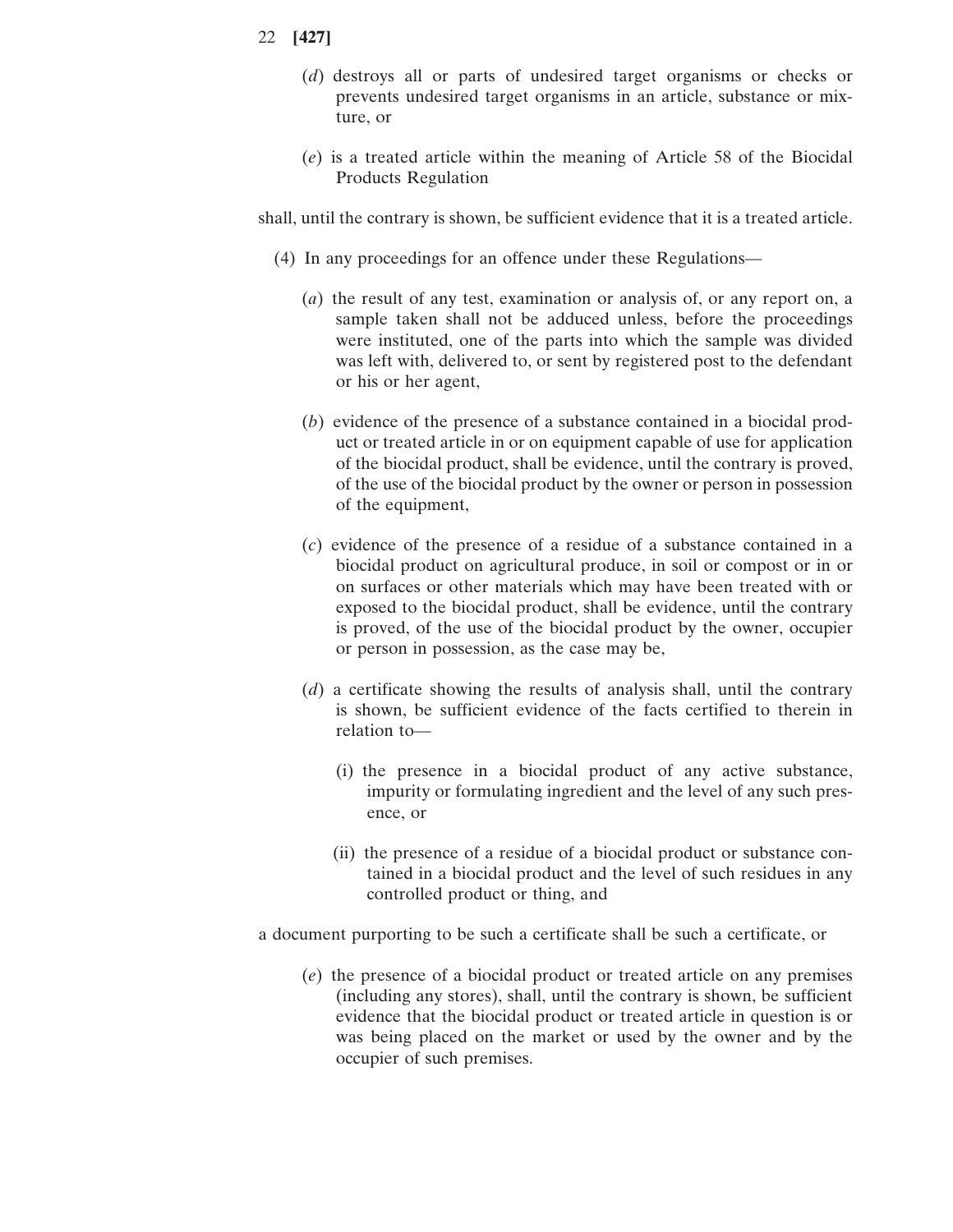(*d*) destroys all or parts of undesired target organisms or checks or prevents undesired target organisms in an article, substance or mixture, or

(*e*) is a treated article within the meaning of Article 58 of the Biocidal Products Regulation

shall, until the contrary is shown, be sufficient evidence that it is a treated article.

(4) In any proceedings for an offence under these Regulations—

(*a*) the result of any test, examination or analysis of, or any report on, a sample taken shall not be adduced unless, before the proceedings were instituted, one of the parts into which the sample was divided was left with, delivered to, or sent by registered post to the defendant or his or her agent,

(*b*) evidence of the presence of a substance contained in a biocidal product or treated article in or on equipment capable of use for application of the biocidal product, shall be evidence, until the contrary is proved, of the use of the biocidal product by the owner or person in possession of the equipment,

(*c*) evidence of the presence of a residue of a substance contained in a biocidal product on agricultural produce, in soil or compost or in or on surfaces or other materials which may have been treated with or exposed to the biocidal product, shall be evidence, until the contrary is proved, of the use of the biocidal product by the owner, occupier or person in possession, as the case may be,

(*d*) a certificate showing the results of analysis shall, until the contrary is shown, be sufficient evidence of the facts certified to therein in relation to—

(i) the presence in a biocidal product of any active substance, impurity or formulating ingredient and the level of any such presence, or

(ii) the presence of a residue of a biocidal product or substance contained in a biocidal product and the level of such residues in any controlled product or thing, and

a document purporting to be such a certificate shall be such a certificate, or

(*e*) the presence of a biocidal product or treated article on any premises (including any stores), shall, until the contrary is shown, be sufficient evidence that the biocidal product or treated article in question is or was being placed on the market or used by the owner and by the occupier of such premises.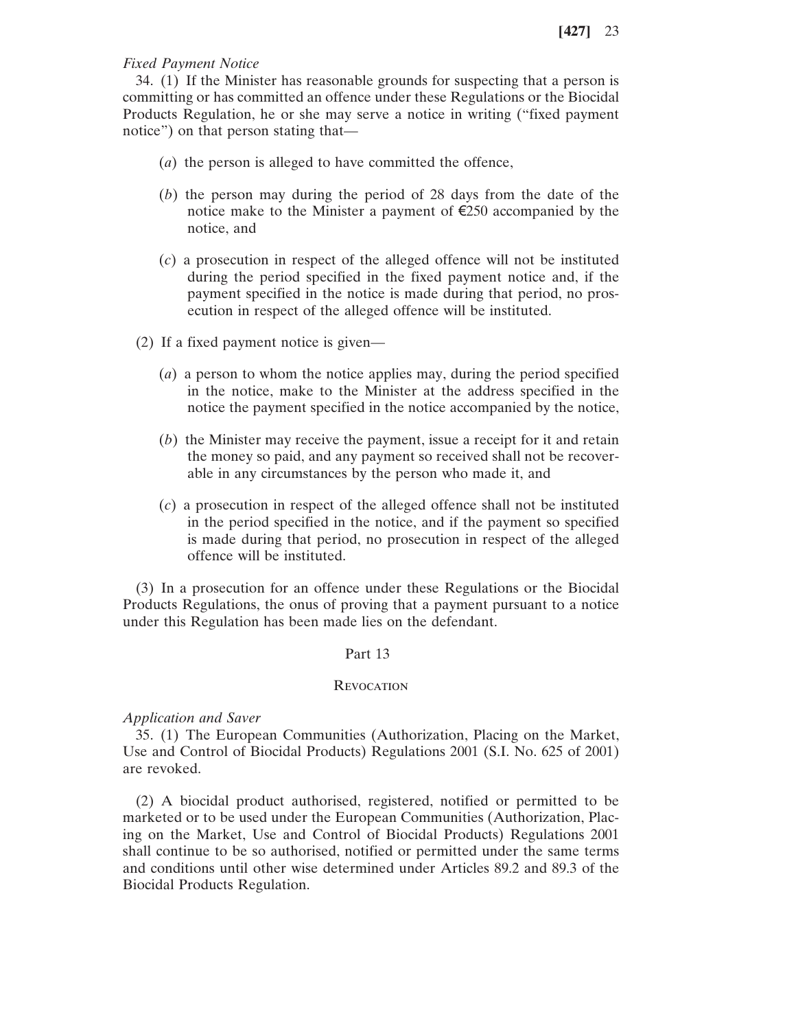*Fixed Payment Notice*

34. (1) If the Minister has reasonable grounds for suspecting that a person is committing or has committed an offence under these Regulations or the Biocidal Products Regulation, he or she may serve a notice in writing ("fixed payment notice") on that person stating that—

(*a*) the person is alleged to have committed the offence,

(*b*) the person may during the period of 28 days from the date of the notice make to the Minister a payment of €250 accompanied by the notice, and

(*c*) a prosecution in respect of the alleged offence will not be instituted during the period specified in the fixed payment notice and, if the payment specified in the notice is made during that period, no prosecution in respect of the alleged offence will be instituted.

(2) If a fixed payment notice is given—

(*a*) a person to whom the notice applies may, during the period specified in the notice, make to the Minister at the address specified in the notice the payment specified in the notice accompanied by the notice,

(*b*) the Minister may receive the payment, issue a receipt for it and retain the money so paid, and any payment so received shall not be recoverable in any circumstances by the person who made it, and

(*c*) a prosecution in respect of the alleged offence shall not be instituted in the period specified in the notice, and if the payment so specified is made during that period, no prosecution in respect of the alleged offence will be instituted.

(3) In a prosecution for an offence under these Regulations or the Biocidal Products Regulations, the onus of proving that a payment pursuant to a notice under this Regulation has been made lies on the defendant.

## Part 13

## Revocation

*Application and Saver*

35. (1) The European Communities (Authorization, Placing on the Market, Use and Control of Biocidal Products) Regulations 2001 (S.I. No. 625 of 2001) are revoked.

(2) A biocidal product authorised, registered, notified or permitted to be marketed or to be used under the European Communities (Authorization, Placing on the Market, Use and Control of Biocidal Products) Regulations 2001 shall continue to be so authorised, notified or permitted under the same terms and conditions until other wise determined under Articles 89.2 and 89.3 of the Biocidal Products Regulation.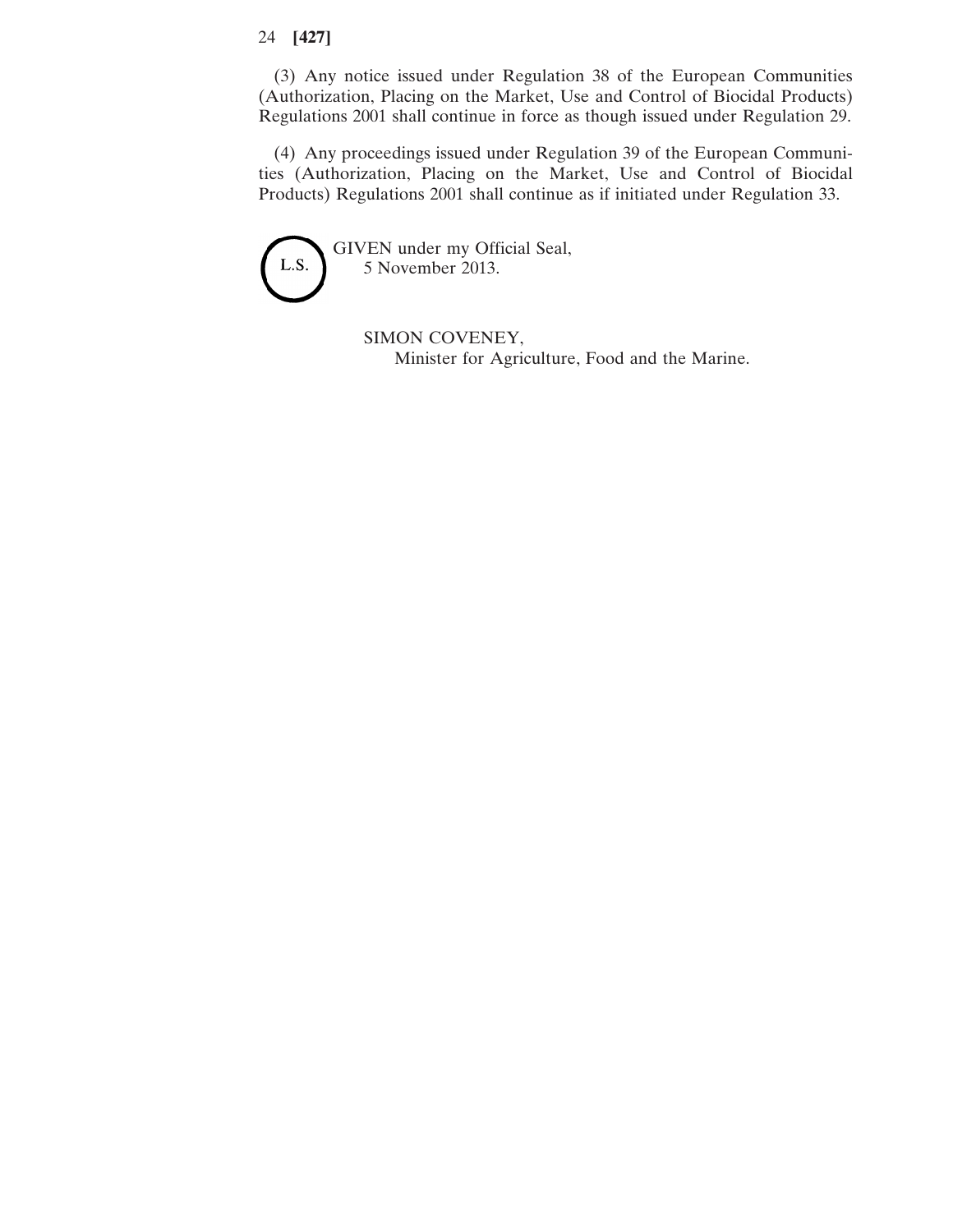(3) Any notice issued under Regulation 38 of the European Communities (Authorization, Placing on the Market, Use and Control of Biocidal Products) Regulations 2001 shall continue in force as though issued under Regulation 29.

(4) Any proceedings issued under Regulation 39 of the European Communities (Authorization, Placing on the Market, Use and Control of Biocidal Products) Regulations 2001 shall continue as if initiated under Regulation 33.

L.S.

GIVEN under my Official Seal,
5 November 2013.

SIMON COVENEY,
Minister for Agriculture, Food and the Marine.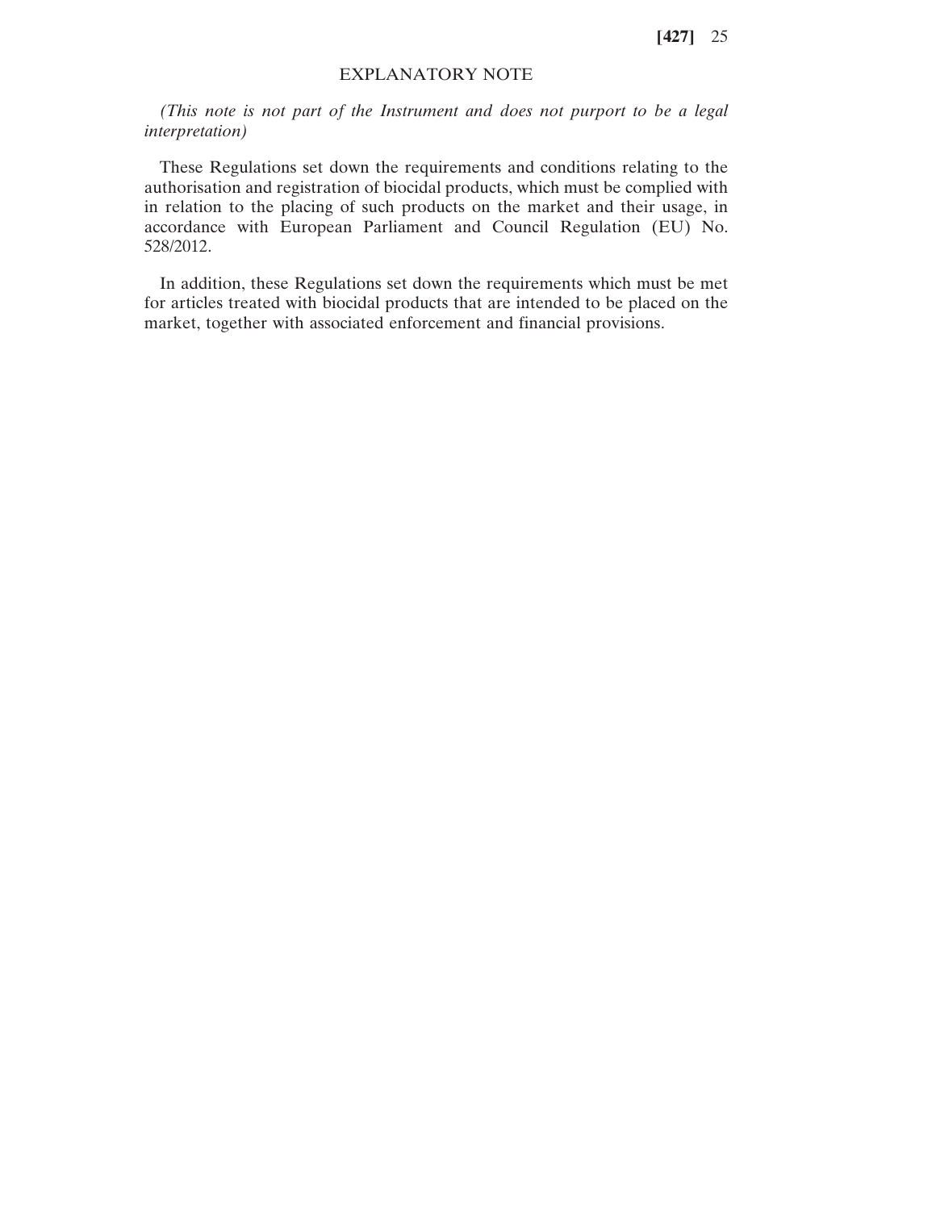## EXPLANATORY NOTE

*(This note is not part of the Instrument and does not purport to be a legal interpretation)*

These Regulations set down the requirements and conditions relating to the authorisation and registration of biocidal products, which must be complied with in relation to the placing of such products on the market and their usage, in accordance with European Parliament and Council Regulation (EU) No. 528/2012.

In addition, these Regulations set down the requirements which must be met for articles treated with biocidal products that are intended to be placed on the market, together with associated enforcement and financial provisions.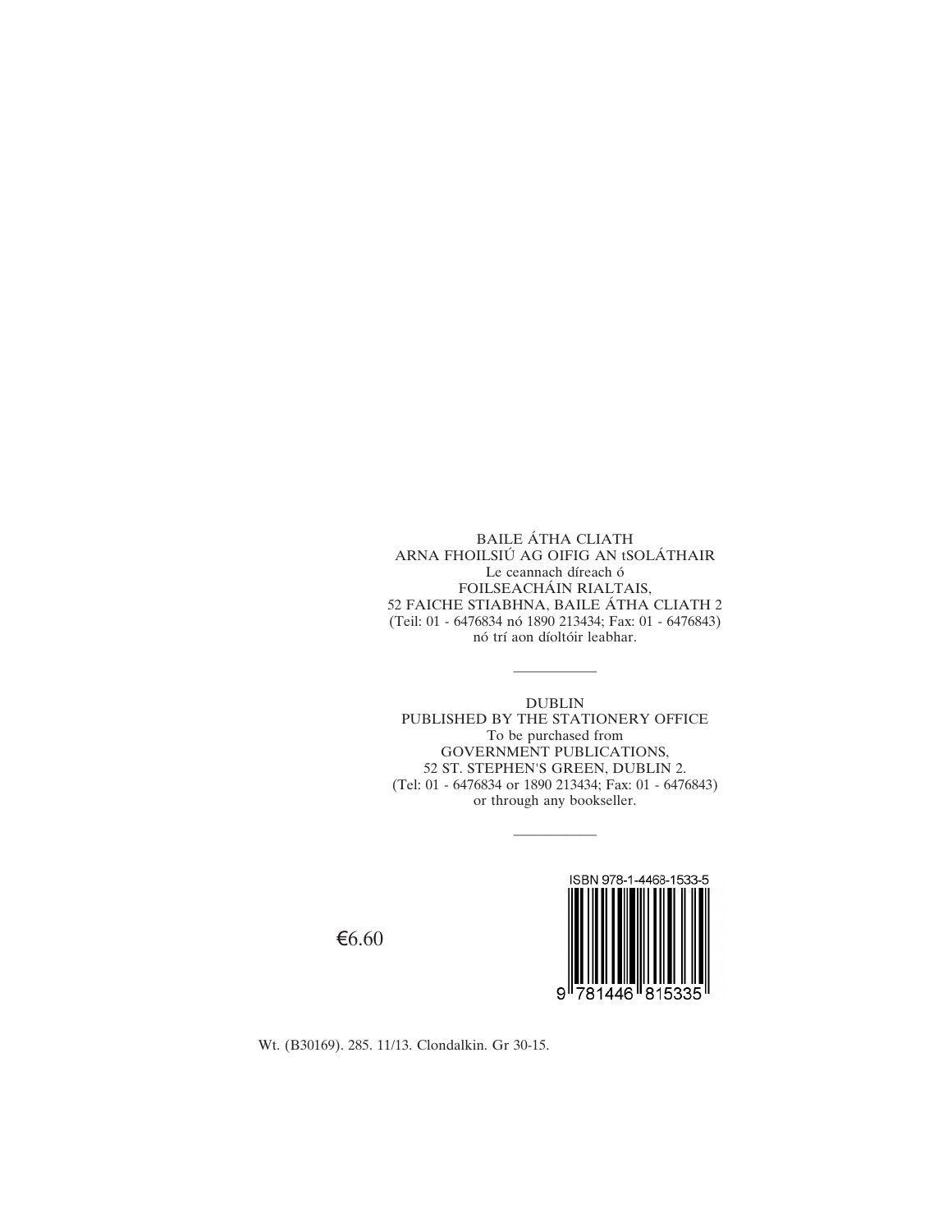BAILE ÁTHA CLIATH
ARNA FHOILSIÚ AG OIFIG AN tSOLÁTHAIR
Le ceannach díreach ó
FOILSEACHÁIN RIALTAIS,
52 FAICHE STIABHNA, BAILE ÁTHA CLIATH 2
(Teil: 01 - 6476834 nó 1890 213434; Fax: 01 - 6476843)
nó trí aon díoltóir leabhar.

---

DUBLIN
PUBLISHED BY THE STATIONERY OFFICE
To be purchased from
GOVERNMENT PUBLICATIONS,
52 ST. STEPHEN'S GREEN, DUBLIN 2.
(Tel: 01 - 6476834 or 1890 213434; Fax: 01 - 6476843)
or through any bookseller.

---

ISBN 978-1-4468-1533-5

9 781446 815335

€6.60

Wt. (B30169). 285. 11/13. Clondalkin. Gr 30-15.